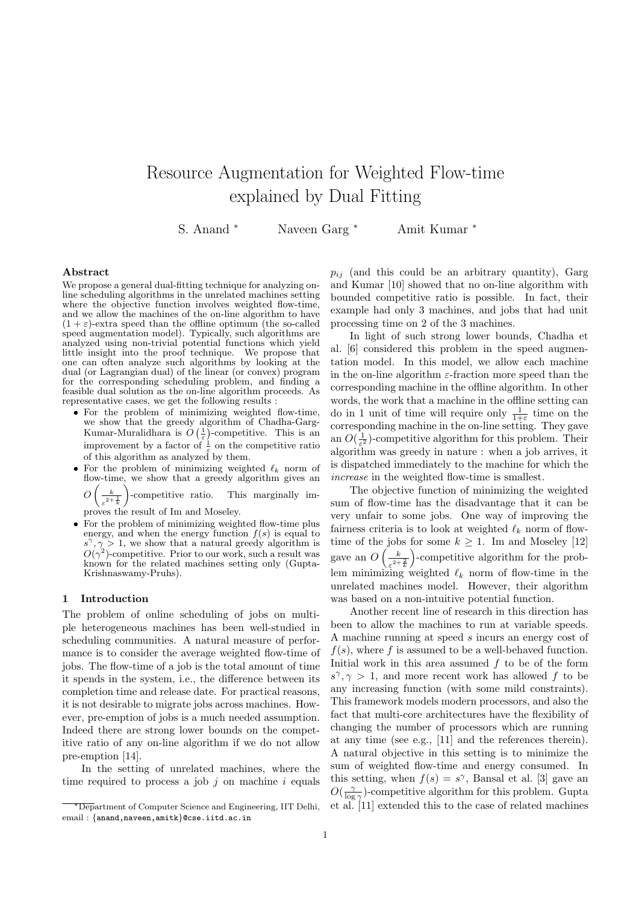# Resource Augmentation for Weighted Flow-time explained by Dual Fitting

S. Anand * Naveen Garg * Amit Kumar *

### Abstract

We propose a general dual-fitting technique for analyzing online scheduling algorithms in the unrelated machines setting where the objective function involves weighted flow-time, and we allow the machines of the on-line algorithm to have $(1+\varepsilon)$-extra speed than the offline optimum (the so-called speed augmentation model). Typically, such algorithms are analyzed using non-trivial potential functions which yield little insight into the proof technique. We propose that one can often analyze such algorithms by looking at the dual (or Lagrangian dual) of the linear (or convex) program for the corresponding scheduling problem, and finding a feasible dual solution as the on-line algorithm proceeds. As representative cases, we get the following results :

- For the problem of minimizing weighted flow-time, we show that the greedy algorithm of Chadha-Garg-Kumar-Muralidhara is $O\left(\frac{1}{\varepsilon}\right)$-competitive. This is an improvement by a factor of $\frac{1}{\varepsilon}$ on the competitive ratio of this algorithm as analyzed by them.
- For the problem of minimizing weighted $\ell_k$ norm of flow-time, we show that a greedy algorithm gives an $O\left(\frac{k}{\varepsilon^{2+\frac{1}{k}}}\right)$-competitive ratio. This marginally improves the result of Im and Moseley.
- For the problem of minimizing weighted flow-time plus energy, and when the energy function $f(s)$ is equal to $s^\gamma, \gamma > 1$, we show that a natural greedy algorithm is $O(\gamma^2)$-competitive. Prior to our work, such a result was known for the related machines setting only (Gupta-Krishnaswamy-Pruhs).

## 1 Introduction

The problem of online scheduling of jobs on multiple heterogeneous machines has been well-studied in scheduling communities. A natural measure of performance is to consider the average weighted flow-time of jobs. The flow-time of a job is the total amount of time it spends in the system, i.e., the difference between its completion time and release date. For practical reasons, it is not desirable to migrate jobs across machines. However, pre-emption of jobs is a much needed assumption. Indeed there are strong lower bounds on the competitive ratio of any on-line algorithm if we do not allow pre-emption [14].

In the setting of unrelated machines, where the time required to process a job $j$ on machine $i$ equals $p_{ij}$ (and this could be an arbitrary quantity), Garg and Kumar [10] showed that no on-line algorithm with bounded competitive ratio is possible. In fact, their example had only 3 machines, and jobs that had unit processing time on 2 of the 3 machines.

In light of such strong lower bounds, Chadha et al. [6] considered this problem in the speed augmentation model. In this model, we allow each machine in the on-line algorithm $\varepsilon$-fraction more speed than the corresponding machine in the offline algorithm. In other words, the work that a machine in the offline setting can do in 1 unit of time will require only $\frac{1}{1+\varepsilon}$ time on the corresponding machine in the on-line setting. They gave an $O(\frac{1}{\varepsilon^2})$-competitive algorithm for this problem. Their algorithm was greedy in nature : when a job arrives, it is dispatched immediately to the machine for which the *increase* in the weighted flow-time is smallest.

The objective function of minimizing the weighted sum of flow-time has the disadvantage that it can be very unfair to some jobs. One way of improving the fairness criteria is to look at weighted $\ell_k$ norm of flow-time of the jobs for some $k \geq 1$. Im and Moseley [12] gave an $O\left(\frac{k}{\varepsilon^{2+\frac{2}{k}}}\right)$-competitive algorithm for the problem minimizing weighted $\ell_k$ norm of flow-time in the unrelated machines model. However, their algorithm was based on a non-intuitive potential function.

Another recent line of research in this direction has been to allow the machines to run at variable speeds. A machine running at speed $s$ incurs an energy cost of $f(s)$, where $f$ is assumed to be a well-behaved function. Initial work in this area assumed $f$ to be of the form $s^\gamma, \gamma > 1$, and more recent work has allowed $f$ to be any increasing function (with some mild constraints). This framework models modern processors, and also the fact that multi-core architectures have the flexibility of changing the number of processors which are running at any time (see e.g., [11] and the references therein). A natural objective in this setting is to minimize the sum of weighted flow-time and energy consumed. In this setting, when $f(s) = s^\gamma$, Bansal et al. [3] gave an $O(\frac{\gamma}{\log \gamma})$-competitive algorithm for this problem. Gupta et al. [11] extended this to the case of related machines

*Department of Computer Science and Engineering, IIT Delhi, email : {anand,naveen,amitk}@cse.iitd.ac.in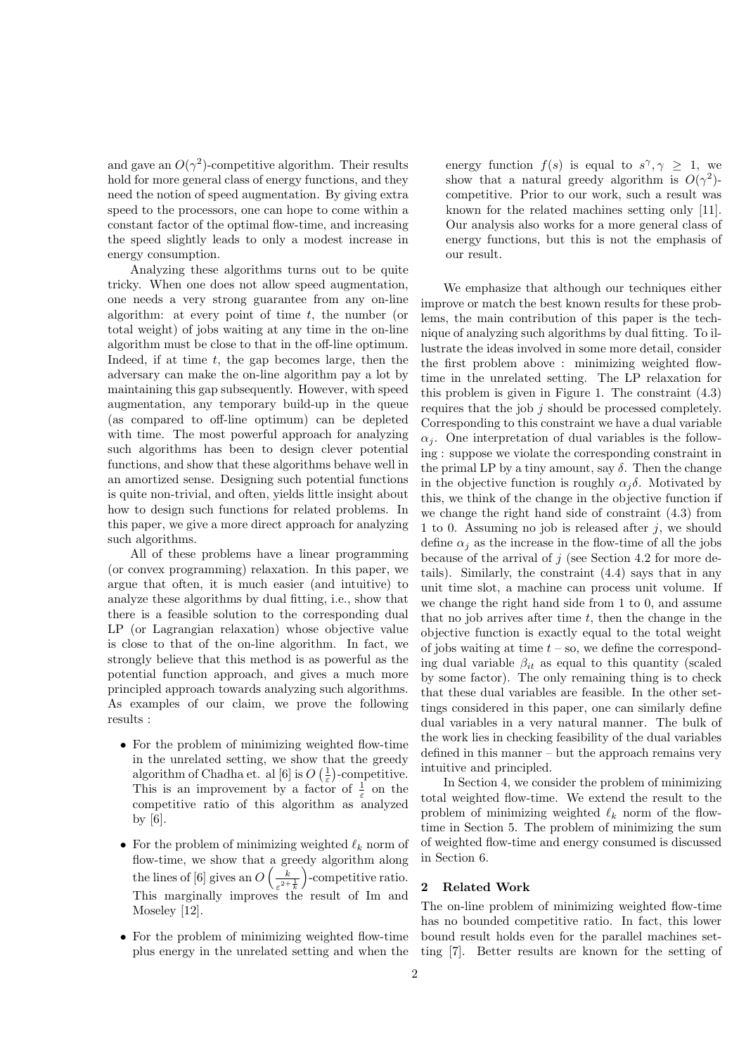and gave an $O(\gamma^2)$-competitive algorithm. Their results hold for more general class of energy functions, and they need the notion of speed augmentation. By giving extra speed to the processors, one can hope to come within a constant factor of the optimal flow-time, and increasing the speed slightly leads to only a modest increase in energy consumption.

Analyzing these algorithms turns out to be quite tricky. When one does not allow speed augmentation, one needs a very strong guarantee from any on-line algorithm: at every point of time $t$, the number (or total weight) of jobs waiting at any time in the on-line algorithm must be close to that in the off-line optimum. Indeed, if at time $t$, the gap becomes large, then the adversary can make the on-line algorithm pay a lot by maintaining this gap subsequently. However, with speed augmentation, any temporary build-up in the queue (as compared to off-line optimum) can be depleted with time. The most powerful approach for analyzing such algorithms has been to design clever potential functions, and show that these algorithms behave well in an amortized sense. Designing such potential functions is quite non-trivial, and often, yields little insight about how to design such functions for related problems. In this paper, we give a more direct approach for analyzing such algorithms.

All of these problems have a linear programming (or convex programming) relaxation. In this paper, we argue that often, it is much easier (and intuitive) to analyze these algorithms by dual fitting, i.e., show that there is a feasible solution to the corresponding dual LP (or Lagrangian relaxation) whose objective value is close to that of the on-line algorithm. In fact, we strongly believe that this method is as powerful as the potential function approach, and gives a much more principled approach towards analyzing such algorithms. As examples of our claim, we prove the following results :

- For the problem of minimizing weighted flow-time in the unrelated setting, we show that the greedy algorithm of Chadha et. al [6] is $O\left(\frac{1}{\varepsilon}\right)$-competitive. This is an improvement by a factor of $\frac{1}{\varepsilon}$ on the competitive ratio of this algorithm as analyzed by [6].
- For the problem of minimizing weighted $\ell_k$ norm of flow-time, we show that a greedy algorithm along the lines of [6] gives an $O\left(\frac{k}{\varepsilon^{2+\frac{1}{k}}}\right)$-competitive ratio. This marginally improves the result of Im and Moseley [12].
- For the problem of minimizing weighted flow-time plus energy in the unrelated setting and when the energy function $f(s)$ is equal to $s^\gamma, \gamma \geq 1$, we show that a natural greedy algorithm is $O(\gamma^2)$-competitive. Prior to our work, such a result was known for the related machines setting only [11]. Our analysis also works for a more general class of energy functions, but this is not the emphasis of our result.

We emphasize that although our techniques either improve or match the best known results for these problems, the main contribution of this paper is the technique of analyzing such algorithms by dual fitting. To illustrate the ideas involved in some more detail, consider the first problem above : minimizing weighted flow-time in the unrelated setting. The LP relaxation for this problem is given in Figure 1. The constraint (4.3) requires that the job $j$ should be processed completely. Corresponding to this constraint we have a dual variable $\alpha_j$. One interpretation of dual variables is the following : suppose we violate the corresponding constraint in the primal LP by a tiny amount, say $\delta$. Then the change in the objective function is roughly $\alpha_j \delta$. Motivated by this, we think of the change in the objective function if we change the right hand side of constraint (4.3) from 1 to 0. Assuming no job is released after $j$, we should define $\alpha_j$ as the increase in the flow-time of all the jobs because of the arrival of $j$ (see Section 4.2 for more details). Similarly, the constraint (4.4) says that in any unit time slot, a machine can process unit volume. If we change the right hand side from 1 to 0, and assume that no job arrives after time $t$, then the change in the objective function is exactly equal to the total weight of jobs waiting at time $t$ – so, we define the corresponding dual variable $\beta_{it}$ as equal to this quantity (scaled by some factor). The only remaining thing is to check that these dual variables are feasible. In the other settings considered in this paper, one can similarly define dual variables in a very natural manner. The bulk of the work lies in checking feasibility of the dual variables defined in this manner – but the approach remains very intuitive and principled.

In Section 4, we consider the problem of minimizing total weighted flow-time. We extend the result to the problem of minimizing weighted $\ell_k$ norm of the flow-time in Section 5. The problem of minimizing the sum of weighted flow-time and energy consumed is discussed in Section 6.

## 2 Related Work

The on-line problem of minimizing weighted flow-time has no bounded competitive ratio. In fact, this lower bound result holds even for the parallel machines setting [7]. Better results are known for the setting of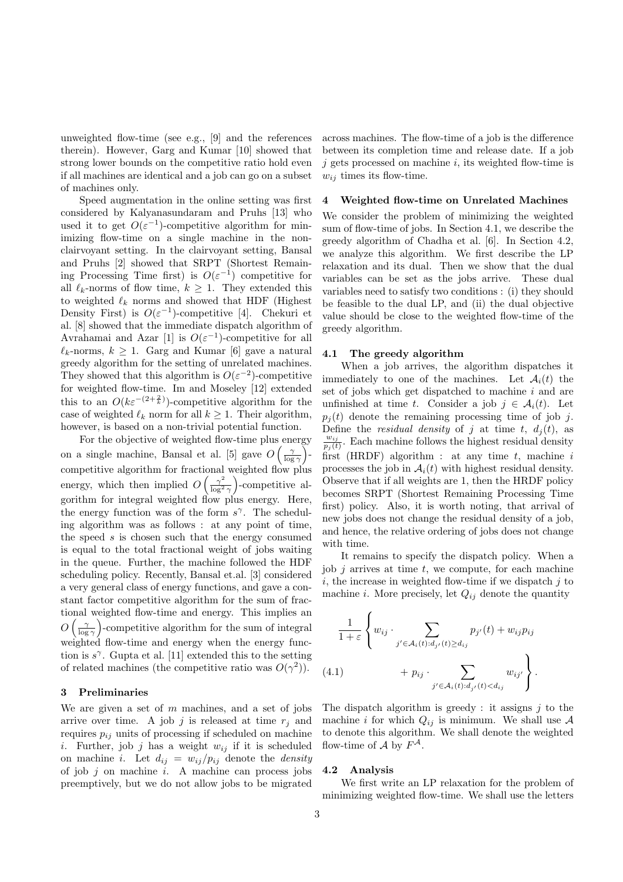unweighted flow-time (see e.g., [9] and the references therein). However, Garg and Kumar [10] showed that strong lower bounds on the competitive ratio hold even if all machines are identical and a job can go on a subset of machines only.

Speed augmentation in the online setting was first considered by Kalyanasundaram and Pruhs [13] who used it to get $O(\varepsilon^{-1})$-competitive algorithm for minimizing flow-time on a single machine in the non-clairvoyant setting. In the clairvoyant setting, Bansal and Pruhs [2] showed that SRPT (Shortest Remaining Processing Time first) is $O(\varepsilon^{-1})$ competitive for all $\ell_k$-norms of flow time, $k \geq 1$. They extended this to weighted $\ell_k$ norms and showed that HDF (Highest Density First) is $O(\varepsilon^{-1})$-competitive [4]. Chekuri et al. [8] showed that the immediate dispatch algorithm of Avrahamai and Azar [1] is $O(\varepsilon^{-1})$-competitive for all $\ell_k$-norms, $k \geq 1$. Garg and Kumar [6] gave a natural greedy algorithm for the setting of unrelated machines. They showed that this algorithm is $O(\varepsilon^{-2})$-competitive for weighted flow-time. Im and Moseley [12] extended this to an $O(k\varepsilon^{-(2+\frac{2}{k})})$-competitive algorithm for the case of weighted $\ell_k$ norm for all $k \geq 1$. Their algorithm, however, is based on a non-trivial potential function.

For the objective of weighted flow-time plus energy on a single machine, Bansal et al. [5] gave $O\left(\frac{\gamma}{\log \gamma}\right)$-competitive algorithm for fractional weighted flow plus energy, which then implied $O\left(\frac{\gamma^2}{\log^2 \gamma}\right)$-competitive algorithm for integral weighted flow plus energy. Here, the energy function was of the form $s^\gamma$. The scheduling algorithm was as follows : at any point of time, the speed $s$ is chosen such that the energy consumed is equal to the total fractional weight of jobs waiting in the queue. Further, the machine followed the HDF scheduling policy. Recently, Bansal et.al. [3] considered a very general class of energy functions, and gave a constant factor competitive algorithm for the sum of fractional weighted flow-time and energy. This implies an $O\left(\frac{\gamma}{\log \gamma}\right)$-competitive algorithm for the sum of integral weighted flow-time and energy when the energy function is $s^\gamma$. Gupta et al. [11] extended this to the setting of related machines (the competitive ratio was $O(\gamma^2)$).

## 3 Preliminaries

We are given a set of $m$ machines, and a set of jobs arrive over time. A job $j$ is released at time $r_j$ and requires $p_{ij}$ units of processing if scheduled on machine $i$. Further, job $j$ has a weight $w_{ij}$ if it is scheduled on machine $i$. Let $d_{ij} = w_{ij}/p_{ij}$ denote the *density* of job $j$ on machine $i$. A machine can process jobs preemptively, but we do not allow jobs to be migrated across machines. The flow-time of a job is the difference between its completion time and release date. If a job $j$ gets processed on machine $i$, its weighted flow-time is $w_{ij}$ times its flow-time.

## 4 Weighted flow-time on Unrelated Machines

We consider the problem of minimizing the weighted sum of flow-time of jobs. In Section 4.1, we describe the greedy algorithm of Chadha et al. [6]. In Section 4.2, we analyze this algorithm. We first describe the LP relaxation and its dual. Then we show that the dual variables can be set as the jobs arrive. These dual variables need to satisfy two conditions : (i) they should be feasible to the dual LP, and (ii) the dual objective value should be close to the weighted flow-time of the greedy algorithm.

### 4.1 The greedy algorithm

When a job arrives, the algorithm dispatches it immediately to one of the machines. Let $\mathcal{A}_i(t)$ the set of jobs which get dispatched to machine $i$ and are unfinished at time $t$. Consider a job $j \in \mathcal{A}_i(t)$. Let $p_j(t)$ denote the remaining processing time of job $j$. Define the *residual density* of $j$ at time $t$, $d_j(t)$, as $\frac{w_{ij}}{p_j(t)}$. Each machine follows the highest residual density first (HRDF) algorithm : at any time $t$, machine $i$ processes the job in $\mathcal{A}_i(t)$ with highest residual density. Observe that if all weights are 1, then the HRDF policy becomes SRPT (Shortest Remaining Processing Time first) policy. Also, it is worth noting, that arrival of new jobs does not change the residual density of a job, and hence, the relative ordering of jobs does not change with time.

It remains to specify the dispatch policy. When a job $j$ arrives at time $t$, we compute, for each machine $i$, the increase in weighted flow-time if we dispatch $j$ to machine $i$. More precisely, let $Q_{ij}$ denote the quantity

$$\frac{1}{1+\varepsilon}\left\{ w_{ij} \cdot \sum_{j' \in \mathcal{A}_i(t): d_{j'}(t) \geq d_{ij}} p_{j'}(t) + w_{ij} p_{ij} + p_{ij} \cdot \sum_{j' \in \mathcal{A}_i(t): d_{j'}(t) < d_{ij}} w_{ij'} \right\}. \tag{4.1}$$

The dispatch algorithm is greedy : it assigns $j$ to the machine $i$ for which $Q_{ij}$ is minimum. We shall use $\mathcal{A}$ to denote this algorithm. We shall denote the weighted flow-time of $\mathcal{A}$ by $F^{\mathcal{A}}$.

### 4.2 Analysis

We first write an LP relaxation for the problem of minimizing weighted flow-time. We shall use the letters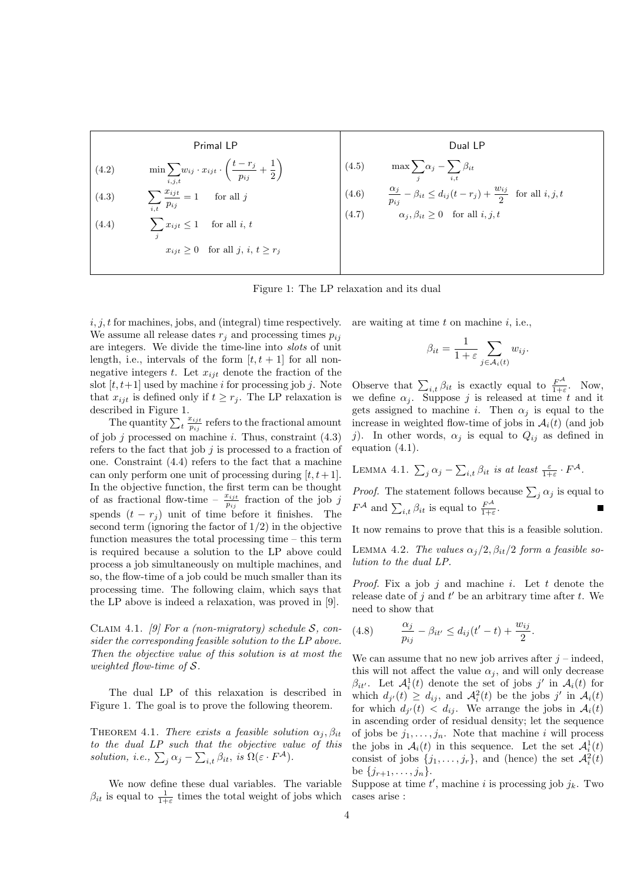**Primal LP**

$$\min \sum_{i,j,t} w_{ij} \cdot x_{ijt} \cdot \left( \frac{t - r_j}{p_{ij}} + \frac{1}{2} \right) \tag{4.2}$$

$$\sum_{i,t} \frac{x_{ijt}}{p_{ij}} = 1 \quad \text{for all } j \tag{4.3}$$

$$\sum_j x_{ijt} \leq 1 \quad \text{for all } i, t \tag{4.4}$$

$$x_{ijt} \geq 0 \quad \text{for all } j, i, t \geq r_j$$

**Dual LP**

$$\max \sum_j \alpha_j - \sum_{i,t} \beta_{it} \tag{4.5}$$

$$\frac{\alpha_j}{p_{ij}} - \beta_{it} \leq d_{ij}(t - r_j) + \frac{w_{ij}}{2} \quad \text{for all } i, j, t \tag{4.6}$$

$$\alpha_j, \beta_{it} \geq 0 \quad \text{for all } i, j, t \tag{4.7}$$

Figure 1: The LP relaxation and its dual

$i, j, t$ for machines, jobs, and (integral) time respectively. We assume all release dates $r_j$ and processing times $p_{ij}$ are integers. We divide the time-line into *slots* of unit length, i.e., intervals of the form $[t, t+1]$ for all non-negative integers $t$. Let $x_{ijt}$ denote the fraction of the slot $[t, t+1]$ used by machine $i$ for processing job $j$. Note that $x_{ijt}$ is defined only if $t \geq r_j$. The LP relaxation is described in Figure 1.

The quantity $\sum_t \frac{x_{ijt}}{p_{ij}}$ refers to the fractional amount of job $j$ processed on machine $i$. Thus, constraint (4.3) refers to the fact that job $j$ is processed to a fraction of one. Constraint (4.4) refers to the fact that a machine can only perform one unit of processing during $[t, t+1]$. In the objective function, the first term can be thought of as fractional flow-time – $\frac{x_{ijt}}{p_{ij}}$ fraction of the job $j$ spends $(t - r_j)$ unit of time before it finishes. The second term (ignoring the factor of 1/2) in the objective function measures the total processing time – this term is required because a solution to the LP above could process a job simultaneously on multiple machines, and so, the flow-time of a job could be much smaller than its processing time. The following claim, which says that the LP above is indeed a relaxation, was proved in [9].

Claim 4.1. *[9] For a (non-migratory) schedule $\mathcal{S}$, consider the corresponding feasible solution to the LP above. Then the objective value of this solution is at most the weighted flow-time of $\mathcal{S}$.*

The dual LP of this relaxation is described in Figure 1. The goal is to prove the following theorem.

Theorem 4.1. *There exists a feasible solution $\alpha_j, \beta_{it}$ to the dual LP such that the objective value of this solution, i.e., $\sum_j \alpha_j - \sum_{i,t} \beta_{it}$, is $\Omega(\varepsilon \cdot F^{\mathcal{A}})$.*

We now define these dual variables. The variable $\beta_{it}$ is equal to $\frac{1}{1+\varepsilon}$ times the total weight of jobs which are waiting at time $t$ on machine $i$, i.e.,

$$\beta_{it} = \frac{1}{1+\varepsilon} \sum_{j \in \mathcal{A}_i(t)} w_{ij}.$$

Observe that $\sum_{i,t} \beta_{it}$ is exactly equal to $\frac{F^{\mathcal{A}}}{1+\varepsilon}$. Now, we define $\alpha_j$. Suppose $j$ is released at time $t$ and it gets assigned to machine $i$. Then $\alpha_j$ is equal to the increase in weighted flow-time of jobs in $\mathcal{A}_i(t)$ (and job $j$). In other words, $\alpha_j$ is equal to $Q_{ij}$ as defined in equation (4.1).

Lemma 4.1. *$\sum_j \alpha_j - \sum_{i,t} \beta_{it}$ is at least $\frac{\varepsilon}{1+\varepsilon} \cdot F^{\mathcal{A}}$.*

*Proof.* The statement follows because $\sum_j \alpha_j$ is equal to $F^{\mathcal{A}}$ and $\sum_{i,t} \beta_{it}$ is equal to $\frac{F^{\mathcal{A}}}{1+\varepsilon}$. ∎

It now remains to prove that this is a feasible solution.

Lemma 4.2. *The values $\alpha_j/2, \beta_{it}/2$ form a feasible solution to the dual LP.*

*Proof.* Fix a job $j$ and machine $i$. Let $t$ denote the release date of $j$ and $t'$ be an arbitrary time after $t$. We need to show that

$$\frac{\alpha_j}{p_{ij}} - \beta_{it'} \leq d_{ij}(t' - t) + \frac{w_{ij}}{2}. \tag{4.8}$$

We can assume that no new job arrives after $j$ – indeed, this will not affect the value $\alpha_j$, and will only decrease $\beta_{it'}$. Let $\mathcal{A}_i^1(t)$ denote the set of jobs $j'$ in $\mathcal{A}_i(t)$ for which $d_{j'}(t) \geq d_{ij}$, and $\mathcal{A}_i^2(t)$ be the jobs $j'$ in $\mathcal{A}_i(t)$ for which $d_{j'}(t) < d_{ij}$. We arrange the jobs in $\mathcal{A}_i(t)$ in ascending order of residual density; let the sequence of jobs be $j_1, \ldots, j_n$. Note that machine $i$ will process the jobs in $\mathcal{A}_i(t)$ in this sequence. Let the set $\mathcal{A}_i^1(t)$ consist of jobs $\{j_1, \ldots, j_r\}$, and (hence) the set $\mathcal{A}_i^2(t)$ be $\{j_{r+1}, \ldots, j_n\}$.

Suppose at time $t'$, machine $i$ is processing job $j_k$. Two cases arise :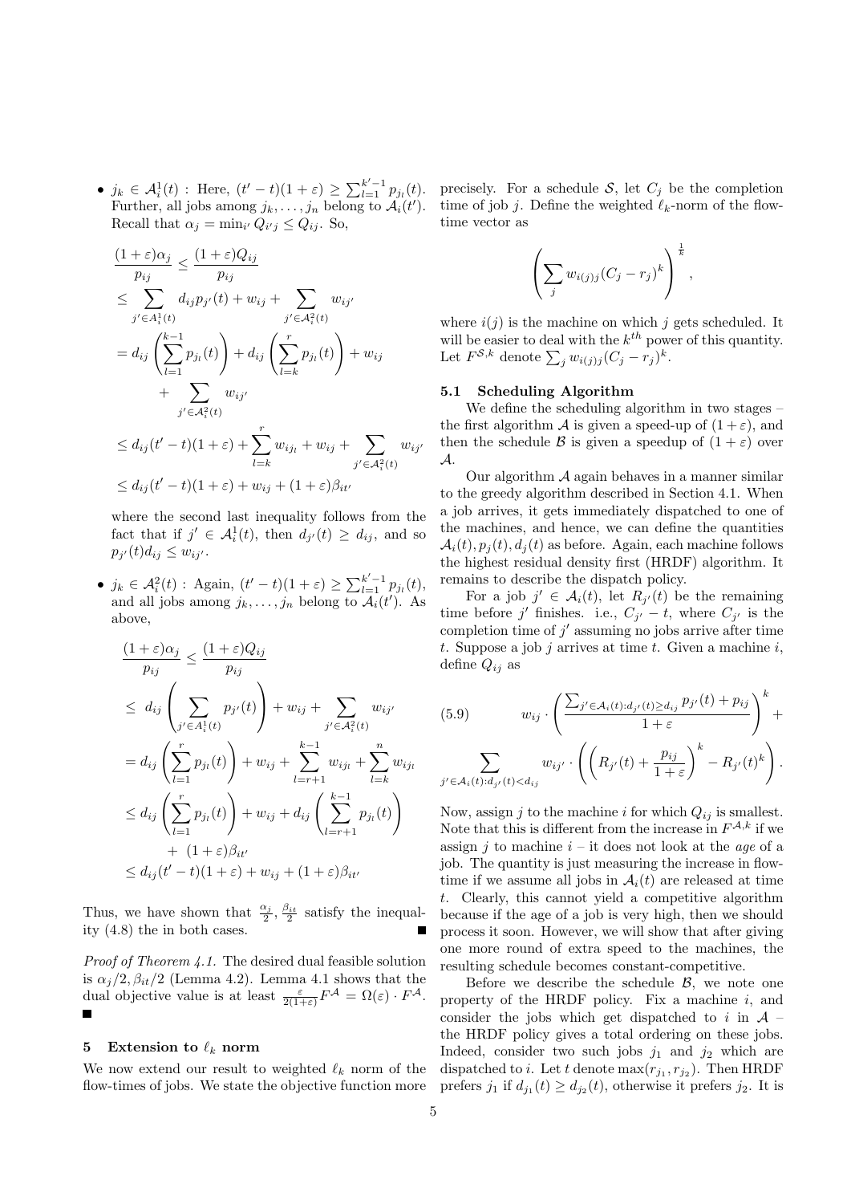- $j_k \in \mathcal{A}_i^1(t)$ : Here, $(t'-t)(1+\varepsilon) \geq \sum_{l=1}^{k'-1} p_{j_l}(t)$. Further, all jobs among $j_k, \ldots, j_n$ belong to $\mathcal{A}_i(t')$. Recall that $\alpha_j = \min_{i'} Q_{i'j} \leq Q_{ij}$. So,

$$
\begin{aligned}
\frac{(1+\varepsilon)\alpha_j}{p_{ij}} &\leq \frac{(1+\varepsilon)Q_{ij}}{p_{ij}} \\
&\leq \sum_{j' \in A_i^1(t)} d_{ij} p_{j'}(t) + w_{ij} + \sum_{j' \in \mathcal{A}_i^2(t)} w_{ij'} \\
&= d_{ij}\left(\sum_{l=1}^{k-1} p_{j_l}(t)\right) + d_{ij}\left(\sum_{l=k}^{r} p_{j_l}(t)\right) + w_{ij} \\
&\quad + \sum_{j' \in \mathcal{A}_i^2(t)} w_{ij'} \\
&\leq d_{ij}(t'-t)(1+\varepsilon) + \sum_{l=k}^{r} w_{ij_l} + w_{ij} + \sum_{j' \in \mathcal{A}_i^2(t)} w_{ij'} \\
&\leq d_{ij}(t'-t)(1+\varepsilon) + w_{ij} + (1+\varepsilon)\beta_{it'}
\end{aligned}
$$

where the second last inequality follows from the fact that if $j' \in \mathcal{A}_i^1(t)$, then $d_{j'}(t) \geq d_{ij}$, and so $p_{j'}(t) d_{ij} \leq w_{ij'}$.

- $j_k \in \mathcal{A}_i^2(t)$ : Again, $(t'-t)(1+\varepsilon) \geq \sum_{l=1}^{k'-1} p_{j_l}(t)$, and all jobs among $j_k, \ldots, j_n$ belong to $\mathcal{A}_i(t')$. As above,

$$
\begin{aligned}
\frac{(1+\varepsilon)\alpha_j}{p_{ij}} &\leq \frac{(1+\varepsilon)Q_{ij}}{p_{ij}} \\
&\leq d_{ij}\left(\sum_{j' \in A_i^1(t)} p_{j'}(t)\right) + w_{ij} + \sum_{j' \in \mathcal{A}_i^2(t)} w_{ij'} \\
&= d_{ij}\left(\sum_{l=1}^{r} p_{j_l}(t)\right) + w_{ij} + \sum_{l=r+1}^{k-1} w_{ij_l} + \sum_{l=k}^{n} w_{ij_l} \\
&\leq d_{ij}\left(\sum_{l=1}^{r} p_{j_l}(t)\right) + w_{ij} + d_{ij}\left(\sum_{l=r+1}^{k-1} p_{j_l}(t)\right) \\
&\quad + (1+\varepsilon)\beta_{it'} \\
&\leq d_{ij}(t'-t)(1+\varepsilon) + w_{ij} + (1+\varepsilon)\beta_{it'}
\end{aligned}
$$

Thus, we have shown that $\frac{\alpha_j}{2}, \frac{\beta_{it}}{2}$ satisfy the inequality (4.8) the in both cases. ∎

*Proof of Theorem 4.1.* The desired dual feasible solution is $\alpha_j/2, \beta_{it}/2$ (Lemma 4.2). Lemma 4.1 shows that the dual objective value is at least $\frac{\varepsilon}{2(1+\varepsilon)} F^{\mathcal{A}} = \Omega(\varepsilon) \cdot F^{\mathcal{A}}$. ∎

## 5 Extension to $\ell_k$ norm

We now extend our result to weighted $\ell_k$ norm of the flow-times of jobs. We state the objective function more precisely. For a schedule $\mathcal{S}$, let $C_j$ be the completion time of job $j$. Define the weighted $\ell_k$-norm of the flow-time vector as

$$
\left( \sum_j w_{i(j)j} (C_j - r_j)^k \right)^{\frac{1}{k}},
$$

where $i(j)$ is the machine on which $j$ gets scheduled. It will be easier to deal with the $k^{th}$ power of this quantity. Let $F^{\mathcal{S},k}$ denote $\sum_j w_{i(j)j}(C_j - r_j)^k$.

### 5.1 Scheduling Algorithm

We define the scheduling algorithm in two stages – the first algorithm $\mathcal{A}$ is given a speed-up of $(1+\varepsilon)$, and then the schedule $\mathcal{B}$ is given a speedup of $(1+\varepsilon)$ over $\mathcal{A}$.

Our algorithm $\mathcal{A}$ again behaves in a manner similar to the greedy algorithm described in Section 4.1. When a job arrives, it gets immediately dispatched to one of the machines, and hence, we can define the quantities $\mathcal{A}_i(t), p_j(t), d_j(t)$ as before. Again, each machine follows the highest residual density first (HRDF) algorithm. It remains to describe the dispatch policy.

For a job $j' \in \mathcal{A}_i(t)$, let $R_{j'}(t)$ be the remaining time before $j'$ finishes. i.e., $C_{j'} - t$, where $C_{j'}$ is the completion time of $j'$ assuming no jobs arrive after time $t$. Suppose a job $j$ arrives at time $t$. Given a machine $i$, define $Q_{ij}$ as

$$
(5.9) \qquad w_{ij} \cdot \left( \frac{\sum_{j' \in \mathcal{A}_i(t): d_{j'}(t) \geq d_{ij}} p_{j'}(t) + p_{ij}}{1+\varepsilon} \right)^k +
$$

$$
\sum_{j' \in \mathcal{A}_i(t): d_{j'}(t) < d_{ij}} w_{ij'} \cdot \left( \left( R_{j'}(t) + \frac{p_{ij}}{1+\varepsilon} \right)^k - R_{j'}(t)^k \right).
$$

Now, assign $j$ to the machine $i$ for which $Q_{ij}$ is smallest. Note that this is different from the increase in $F^{\mathcal{A},k}$ if we assign $j$ to machine $i$ – it does not look at the *age* of a job. The quantity is just measuring the increase in flow-time if we assume all jobs in $\mathcal{A}_i(t)$ are released at time $t$. Clearly, this cannot yield a competitive algorithm because if the age of a job is very high, then we should process it soon. However, we will show that after giving one more round of extra speed to the machines, the resulting schedule becomes constant-competitive.

Before we describe the schedule $\mathcal{B}$, we note one property of the HRDF policy. Fix a machine $i$, and consider the jobs which get dispatched to $i$ in $\mathcal{A}$ – the HRDF policy gives a total ordering on these jobs. Indeed, consider two such jobs $j_1$ and $j_2$ which are dispatched to $i$. Let $t$ denote $\max(r_{j_1}, r_{j_2})$. Then HRDF prefers $j_1$ if $d_{j_1}(t) \geq d_{j_2}(t)$, otherwise it prefers $j_2$. It is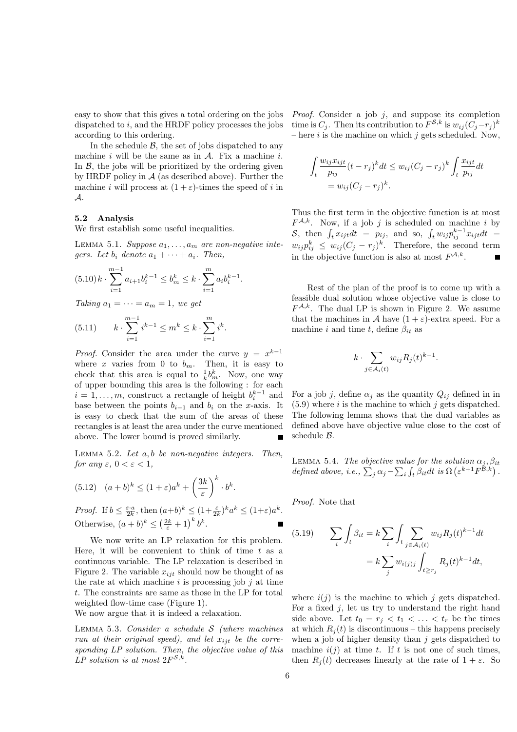easy to show that this gives a total ordering on the jobs dispatched to $i$, and the HRDF policy processes the jobs according to this ordering.

In the schedule $\mathcal{B}$, the set of jobs dispatched to any machine $i$ will be the same as in $\mathcal{A}$. Fix a machine $i$. In $\mathcal{B}$, the jobs will be prioritized by the ordering given by HRDF policy in $\mathcal{A}$ (as described above). Further the machine $i$ will process at $(1+\varepsilon)$-times the speed of $i$ in $\mathcal{A}$.

### 5.2 Analysis

We first establish some useful inequalities.

LEMMA 5.1. *Suppose $a_1, \ldots, a_m$ are non-negative integers. Let $b_i$ denote $a_1 + \cdots + a_i$. Then,*

$$(5.10)\; k \cdot \sum_{i=1}^{m-1} a_{i+1} b_i^{k-1} \leq b_m^k \leq k \cdot \sum_{i=1}^{m} a_i b_i^{k-1}.$$

*Taking $a_1 = \cdots = a_m = 1$, we get*

$$(5.11) \qquad k \cdot \sum_{i=1}^{m-1} i^{k-1} \leq m^k \leq k \cdot \sum_{i=1}^{m} i^k.$$

*Proof.* Consider the area under the curve $y = x^{k-1}$ where $x$ varies from 0 to $b_m$. Then, it is easy to check that this area is equal to $\frac{1}{k} b_m^k$. Now, one way of upper bounding this area is the following : for each $i = 1, \ldots, m$, construct a rectangle of height $b_i^{k-1}$ and base between the points $b_{i-1}$ and $b_i$ on the $x$-axis. It is easy to check that the sum of the areas of these rectangles is at least the area under the curve mentioned above. The lower bound is proved similarly. ■

LEMMA 5.2. *Let $a, b$ be non-negative integers. Then, for any $\varepsilon$, $0 < \varepsilon < 1$,*

$$(5.12) \quad (a+b)^k \leq (1+\varepsilon) a^k + \left(\frac{3k}{\varepsilon}\right)^k \cdot b^k.$$

*Proof.* If $b \leq \frac{\varepsilon \cdot a}{2k}$, then $(a+b)^k \leq (1 + \frac{\varepsilon}{2k})^k a^k \leq (1+\varepsilon) a^k$. Otherwise, $(a+b)^k \leq \left(\frac{2k}{\varepsilon} + 1\right)^k b^k$. ■

We now write an LP relaxation for this problem. Here, it will be convenient to think of time $t$ as a continuous variable. The LP relaxation is described in Figure 2. The variable $x_{ijt}$ should now be thought of as the rate at which machine $i$ is processing job $j$ at time $t$. The constraints are same as those in the LP for total weighted flow-time case (Figure 1).

We now argue that it is indeed a relaxation.

LEMMA 5.3. *Consider a schedule $\mathcal{S}$ (where machines run at their original speed), and let $x_{ijt}$ be the corresponding LP solution. Then, the objective value of this LP solution is at most $2F^{\mathcal{S},k}$.*

*Proof.* Consider a job $j$, and suppose its completion time is $C_j$. Then its contribution to $F^{\mathcal{S},k}$ is $w_{ij}(C_j - r_j)^k$ – here $i$ is the machine on which $j$ gets scheduled. Now,

$$\int_t \frac{w_{ij} x_{ijt}}{p_{ij}} (t - r_j)^k dt \leq w_{ij} (C_j - r_j)^k \int_t \frac{x_{ijt}}{p_{ij}} dt$$
$$= w_{ij} (C_j - r_j)^k.$$

Thus the first term in the objective function is at most $F^{\mathcal{A},k}$. Now, if a job $j$ is scheduled on machine $i$ by $\mathcal{S}$, then $\int_t x_{ijt} dt = p_{ij}$, and so, $\int_t w_{ij} p_{ij}^{k-1} x_{ijt} dt = w_{ij} p_{ij}^k \leq w_{ij}(C_j - r_j)^k$. Therefore, the second term in the objective function is also at most $F^{\mathcal{A},k}$. ■

Rest of the plan of the proof is to come up with a feasible dual solution whose objective value is close to $F^{\mathcal{A},k}$. The dual LP is shown in Figure 2. We assume that the machines in $\mathcal{A}$ have $(1+\varepsilon)$-extra speed. For a machine $i$ and time $t$, define $\beta_{it}$ as

$$k \cdot \sum_{j \in \mathcal{A}_i(t)} w_{ij} R_j(t)^{k-1}.$$

For a job $j$, define $\alpha_j$ as the quantity $Q_{ij}$ defined in in (5.9) where $i$ is the machine to which $j$ gets dispatched. The following lemma shows that the dual variables as defined above have objective value close to the cost of schedule $\mathcal{B}$.

LEMMA 5.4. *The objective value for the solution $\alpha_j, \beta_{it}$ defined above, i.e., $\sum_j \alpha_j - \sum_i \int_t \beta_{it} dt$ is $\Omega\left(\varepsilon^{k+1} F^{\mathcal{B},k}\right)$.*

*Proof.* Note that

$$(5.19) \qquad \sum_i \int_t \beta_{it} = k \sum_i \int_t \sum_{j \in \mathcal{A}_i(t)} w_{ij} R_j(t)^{k-1} dt$$
$$= k \sum_j w_{i(j)j} \int_{t \geq r_j} R_j(t)^{k-1} dt,$$

where $i(j)$ is the machine to which $j$ gets dispatched. For a fixed $j$, let us try to understand the right hand side above. Let $t_0 = r_j < t_1 < \ldots < t_r$ be the times at which $R_j(t)$ is discontinuous – this happens precisely when a job of higher density than $j$ gets dispatched to machine $i(j)$ at time $t$. If $t$ is not one of such times, then $R_j(t)$ decreases linearly at the rate of $1+\varepsilon$. So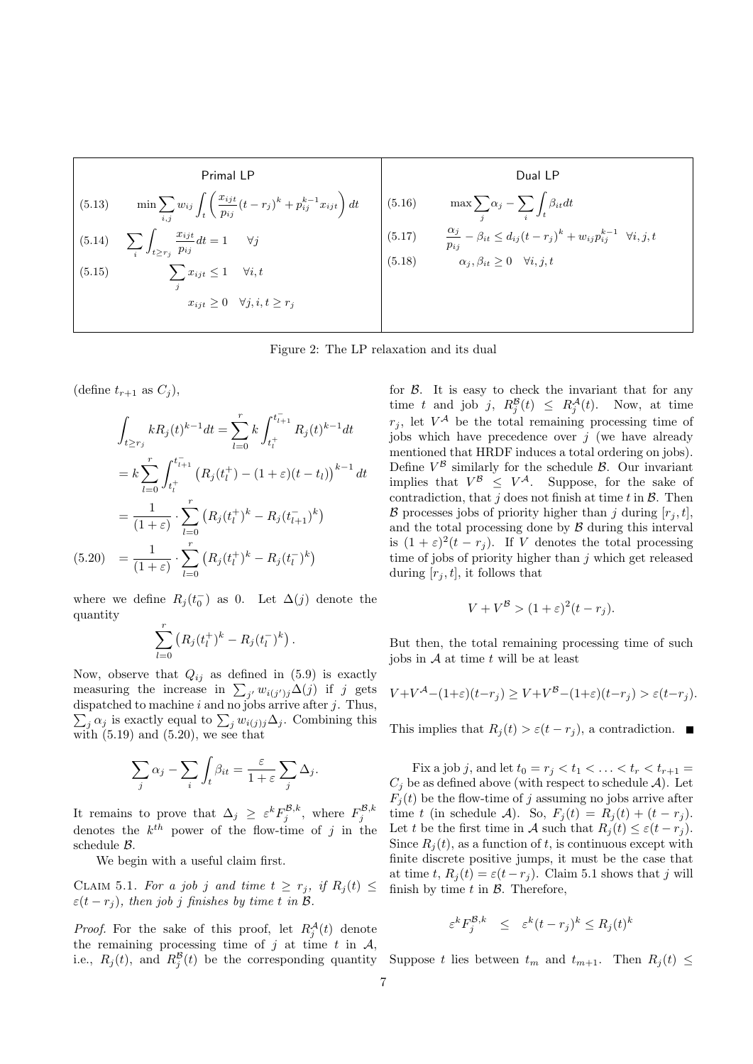**Primal LP**

$$\min \sum_{i,j} w_{ij} \int_t \left( \frac{x_{ijt}}{p_{ij}} (t - r_j)^k + p_{ij}^{k-1} x_{ijt} \right) dt \tag{5.13}$$

$$\sum_i \int_{t \geq r_j} \frac{x_{ijt}}{p_{ij}} dt = 1 \quad \forall j \tag{5.14}$$

$$\sum_j x_{ijt} \leq 1 \quad \forall i, t \tag{5.15}$$

$$x_{ijt} \geq 0 \quad \forall j, i, t \geq r_j$$

**Dual LP**

$$\max \sum_j \alpha_j - \sum_i \int_t \beta_{it} dt \tag{5.16}$$

$$\frac{\alpha_j}{p_{ij}} - \beta_{it} \leq d_{ij}(t - r_j)^k + w_{ij} p_{ij}^{k-1} \quad \forall i, j, t \tag{5.17}$$

$$\alpha_j, \beta_{it} \geq 0 \quad \forall i, j, t \tag{5.18}$$

Figure 2: The LP relaxation and its dual

(define $t_{r+1}$ as $C_j$),

$$\int_{t \geq r_j} k R_j(t)^{k-1} dt = \sum_{l=0}^{r} k \int_{t_l^+}^{t_{l+1}^-} R_j(t)^{k-1} dt$$

$$= k \sum_{l=0}^{r} \int_{t_l^+}^{t_{l+1}^-} \left( R_j(t_l^+) - (1+\varepsilon)(t - t_l) \right)^{k-1} dt$$

$$= \frac{1}{(1+\varepsilon)} \cdot \sum_{l=0}^{r} \left( R_j(t_l^+)^k - R_j(t_{l+1}^-)^k \right)$$

$$= \frac{1}{(1+\varepsilon)} \cdot \sum_{l=0}^{r} \left( R_j(t_l^+)^k - R_j(t_l^-)^k \right) \tag{5.20}$$

where we define $R_j(t_0^-)$ as 0. Let $\Delta(j)$ denote the quantity

$$\sum_{l=0}^{r} \left( R_j(t_l^+)^k - R_j(t_l^-)^k \right).$$

Now, observe that $Q_{ij}$ as defined in (5.9) is exactly measuring the increase in $\sum_{j'} w_{i(j')j} \Delta(j)$ if $j$ gets dispatched to machine $i$ and no jobs arrive after $j$. Thus, $\sum_j \alpha_j$ is exactly equal to $\sum_j w_{i(j)j} \Delta_j$. Combining this with (5.19) and (5.20), we see that

$$\sum_j \alpha_j - \sum_i \int_t \beta_{it} = \frac{\varepsilon}{1+\varepsilon} \sum_j \Delta_j.$$

It remains to prove that $\Delta_j \geq \varepsilon^k F_j^{\mathcal{B},k}$, where $F_j^{\mathcal{B},k}$ denotes the $k^{th}$ power of the flow-time of $j$ in the schedule $\mathcal{B}$.

We begin with a useful claim first.

Claim 5.1. *For a job $j$ and time $t \geq r_j$, if $R_j(t) \leq \varepsilon(t - r_j)$, then job $j$ finishes by time $t$ in $\mathcal{B}$.*

*Proof.* For the sake of this proof, let $R_j^{\mathcal{A}}(t)$ denote the remaining processing time of $j$ at time $t$ in $\mathcal{A}$, i.e., $R_j(t)$, and $R_j^{\mathcal{B}}(t)$ be the corresponding quantity for $\mathcal{B}$. It is easy to check the invariant that for any time $t$ and job $j$, $R_j^{\mathcal{B}}(t) \leq R_j^{\mathcal{A}}(t)$. Now, at time $r_j$, let $V^{\mathcal{A}}$ be the total remaining processing time of jobs which have precedence over $j$ (we have already mentioned that HRDF induces a total ordering on jobs). Define $V^{\mathcal{B}}$ similarly for the schedule $\mathcal{B}$. Our invariant implies that $V^{\mathcal{B}} \leq V^{\mathcal{A}}$. Suppose, for the sake of contradiction, that $j$ does not finish at time $t$ in $\mathcal{B}$. Then $\mathcal{B}$ processes jobs of priority higher than $j$ during $[r_j, t]$, and the total processing done by $\mathcal{B}$ during this interval is $(1+\varepsilon)^2(t - r_j)$. If $V$ denotes the total processing time of jobs of priority higher than $j$ which get released during $[r_j, t]$, it follows that

$$V + V^{\mathcal{B}} > (1+\varepsilon)^2(t - r_j).$$

But then, the total remaining processing time of such jobs in $\mathcal{A}$ at time $t$ will be at least

$$V + V^{\mathcal{A}} - (1+\varepsilon)(t - r_j) \geq V + V^{\mathcal{B}} - (1+\varepsilon)(t - r_j) > \varepsilon(t - r_j).$$

This implies that $R_j(t) > \varepsilon(t - r_j)$, a contradiction. ∎

Fix a job $j$, and let $t_0 = r_j < t_1 < \ldots < t_r < t_{r+1} = C_j$ be as defined above (with respect to schedule $\mathcal{A}$). Let $F_j(t)$ be the flow-time of $j$ assuming no jobs arrive after time $t$ (in schedule $\mathcal{A}$). So, $F_j(t) = R_j(t) + (t - r_j)$. Let $t$ be the first time in $\mathcal{A}$ such that $R_j(t) \leq \varepsilon(t - r_j)$. Since $R_j(t)$, as a function of $t$, is continuous except with finite discrete positive jumps, it must be the case that at time $t$, $R_j(t) = \varepsilon(t - r_j)$. Claim 5.1 shows that $j$ will finish by time $t$ in $\mathcal{B}$. Therefore,

$$\varepsilon^k F_j^{\mathcal{B},k} \leq \varepsilon^k (t - r_j)^k \leq R_j(t)^k$$

Suppose $t$ lies between $t_m$ and $t_{m+1}$. Then $R_j(t) \leq$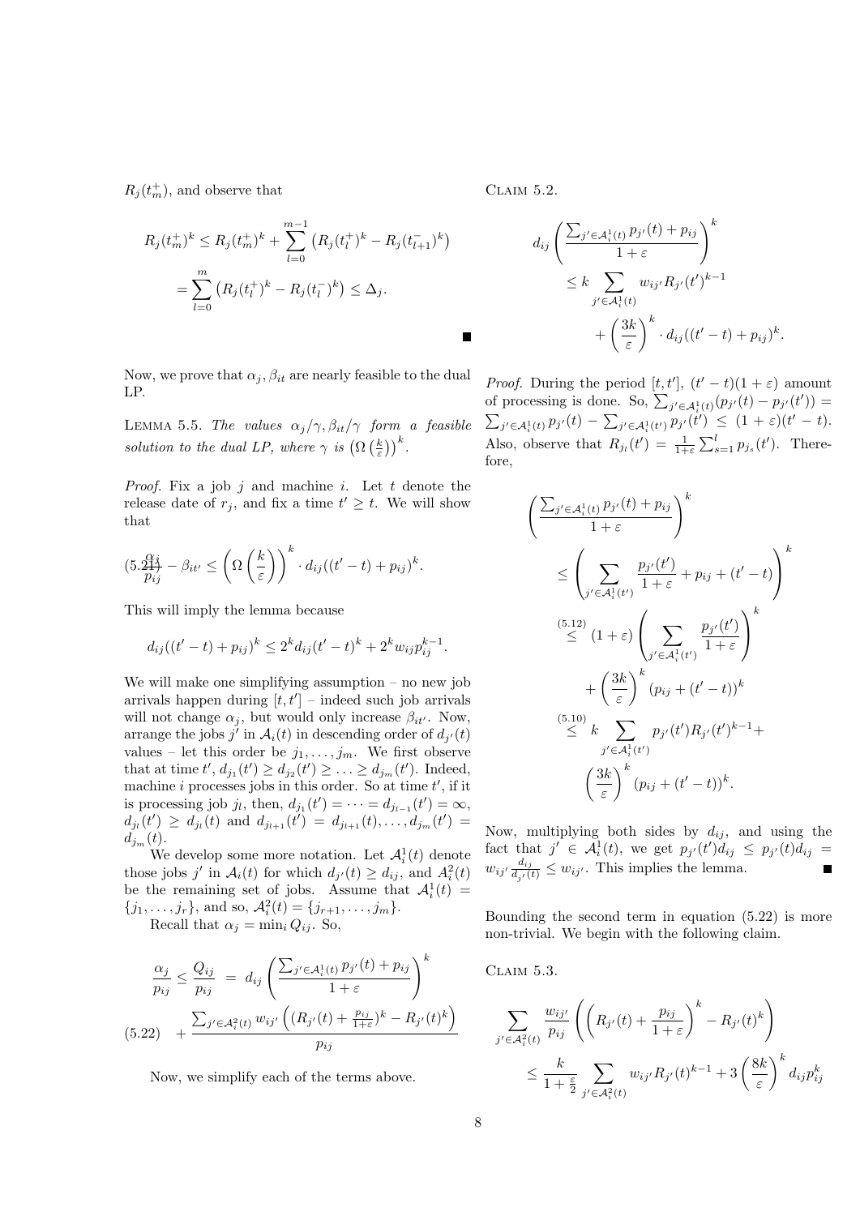$R_j(t_m^+)$, and observe that

$$R_j(t_m^+)^k \leq R_j(t_m^+)^k + \sum_{l=0}^{m-1} \left(R_j(t_l^+)^k - R_j(t_{l+1}^-)^k\right)$$
$$= \sum_{l=0}^{m} \left(R_j(t_l^+)^k - R_j(t_l^-)^k\right) \leq \Delta_j.$$

■

Now, we prove that $\alpha_j, \beta_{it}$ are nearly feasible to the dual LP.

LEMMA 5.5. *The values $\alpha_j/\gamma, \beta_{it}/\gamma$ form a feasible solution to the dual LP, where $\gamma$ is $\left(\Omega\left(\frac{k}{\varepsilon}\right)\right)^k$.*

*Proof.* Fix a job $j$ and machine $i$. Let $t$ denote the release date of $r_j$, and fix a time $t' \geq t$. We will show that

$$(5.21) \quad \frac{\alpha_j}{p_{ij}} - \beta_{it'} \leq \left(\Omega\left(\frac{k}{\varepsilon}\right)\right)^k \cdot d_{ij}((t'-t)+p_{ij})^k.$$

This will imply the lemma because

$$d_{ij}((t'-t)+p_{ij})^k \leq 2^k d_{ij}(t'-t)^k + 2^k w_{ij} p_{ij}^{k-1}.$$

We will make one simplifying assumption – no new job arrivals happen during $[t, t']$ – indeed such job arrivals will not change $\alpha_j$, but would only increase $\beta_{it'}$. Now, arrange the jobs $j'$ in $\mathcal{A}_i(t)$ in descending order of $d_{j'}(t)$ values – let this order be $j_1, \ldots, j_m$. We first observe that at time $t'$, $d_{j_1}(t') \geq d_{j_2}(t') \geq \ldots \geq d_{j_m}(t')$. Indeed, machine $i$ processes jobs in this order. So at time $t'$, if it is processing job $j_l$, then, $d_{j_1}(t') = \cdots = d_{j_{l-1}}(t') = \infty$, $d_{j_l}(t') \geq d_{j_l}(t)$ and $d_{j_{l+1}}(t') = d_{j_{l+1}}(t), \ldots, d_{j_m}(t') = d_{j_m}(t)$.

We develop some more notation. Let $\mathcal{A}_i^1(t)$ denote those jobs $j'$ in $\mathcal{A}_i(t)$ for which $d_{j'}(t) \geq d_{ij}$, and $A_i^2(t)$ be the remaining set of jobs. Assume that $\mathcal{A}_i^1(t) = \{j_1, \ldots, j_r\}$, and so, $\mathcal{A}_i^2(t) = \{j_{r+1}, \ldots, j_m\}$.

Recall that $\alpha_j = \min_i Q_{ij}$. So,

$$\frac{\alpha_j}{p_{ij}} \leq \frac{Q_{ij}}{p_{ij}} \;=\; d_{ij}\left(\frac{\sum_{j' \in \mathcal{A}_i^1(t)} p_{j'}(t) + p_{ij}}{1+\varepsilon}\right)^k$$
$$(5.22) \quad + \frac{\sum_{j' \in \mathcal{A}_i^2(t)} w_{ij'}\left((R_{j'}(t) + \frac{p_{ij}}{1+\varepsilon})^k - R_{j'}(t)^k\right)}{p_{ij}}$$

Now, we simplify each of the terms above.

CLAIM 5.2.

$$d_{ij}\left(\frac{\sum_{j' \in \mathcal{A}_i^1(t)} p_{j'}(t) + p_{ij}}{1+\varepsilon}\right)^k \leq k \sum_{j' \in \mathcal{A}_i^1(t)} w_{ij'} R_{j'}(t')^{k-1} + \left(\frac{3k}{\varepsilon}\right)^k \cdot d_{ij}((t'-t)+p_{ij})^k.$$

*Proof.* During the period $[t, t']$, $(t'-t)(1+\varepsilon)$ amount of processing is done. So, $\sum_{j' \in \mathcal{A}_i^1(t)}(p_{j'}(t) - p_{j'}(t')) = \sum_{j' \in \mathcal{A}_i^1(t)} p_{j'}(t) - \sum_{j' \in \mathcal{A}_i^1(t')} p_{j'}(t') \leq (1+\varepsilon)(t'-t)$. Also, observe that $R_{j_l}(t') = \frac{1}{1+\varepsilon}\sum_{s=1}^{l} p_{j_s}(t')$. Therefore,

$$\left(\frac{\sum_{j' \in \mathcal{A}_i^1(t)} p_{j'}(t) + p_{ij}}{1+\varepsilon}\right)^k \leq \left(\sum_{j' \in \mathcal{A}_i^1(t')} \frac{p_{j'}(t')}{1+\varepsilon} + p_{ij} + (t'-t)\right)^k$$
$$\stackrel{(5.12)}{\leq} (1+\varepsilon)\left(\sum_{j' \in \mathcal{A}_i^1(t')} \frac{p_{j'}(t')}{1+\varepsilon}\right)^k + \left(\frac{3k}{\varepsilon}\right)^k (p_{ij} + (t'-t))^k$$
$$\stackrel{(5.10)}{\leq} k \sum_{j' \in \mathcal{A}_i^1(t')} p_{j'}(t') R_{j'}(t')^{k-1} + \left(\frac{3k}{\varepsilon}\right)^k (p_{ij} + (t'-t))^k.$$

Now, multiplying both sides by $d_{ij}$, and using the fact that $j' \in \mathcal{A}_i^1(t)$, we get $p_{j'}(t') d_{ij} \leq p_{j'}(t) d_{ij} = w_{ij'} \frac{d_{ij}}{d_{j'}(t)} \leq w_{ij'}$. This implies the lemma. ■

Bounding the second term in equation (5.22) is more non-trivial. We begin with the following claim.

CLAIM 5.3.

$$\sum_{j' \in \mathcal{A}_i^2(t)} \frac{w_{ij'}}{p_{ij}}\left(\left(R_{j'}(t) + \frac{p_{ij}}{1+\varepsilon}\right)^k - R_{j'}(t)^k\right) \leq \frac{k}{1+\frac{\varepsilon}{2}} \sum_{j' \in \mathcal{A}_i^2(t)} w_{ij'} R_{j'}(t)^{k-1} + 3\left(\frac{8k}{\varepsilon}\right)^k d_{ij} p_{ij}^k$$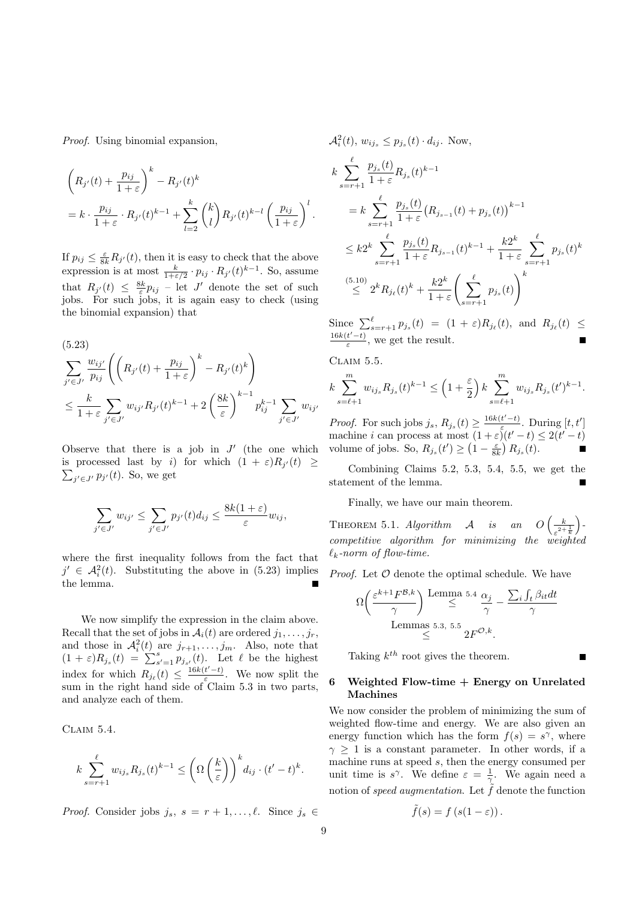*Proof.* Using binomial expansion,

$$\left(R_{j'}(t) + \frac{p_{ij}}{1+\varepsilon}\right)^k - R_{j'}(t)^k$$
$$= k \cdot \frac{p_{ij}}{1+\varepsilon} \cdot R_{j'}(t)^{k-1} + \sum_{l=2}^{k} \binom{k}{l} R_{j'}(t)^{k-l} \left(\frac{p_{ij}}{1+\varepsilon}\right)^l.$$

If $p_{ij} \le \frac{\varepsilon}{8k} R_{j'}(t)$, then it is easy to check that the above expression is at most $\frac{k}{1+\varepsilon/2} \cdot p_{ij} \cdot R_{j'}(t)^{k-1}$. So, assume that $R_{j'}(t) \le \frac{8k}{\varepsilon} p_{ij}$ – let $J'$ denote the set of such jobs. For such jobs, it is again easy to check (using the binomial expansion) that

$$\sum_{j' \in J'} \frac{w_{ij'}}{p_{ij}} \left( \left(R_{j'}(t) + \frac{p_{ij}}{1+\varepsilon}\right)^k - R_{j'}(t)^k \right) \tag{5.23}$$
$$\le \frac{k}{1+\varepsilon} \sum_{j' \in J'} w_{ij'} R_{j'}(t)^{k-1} + 2\left(\frac{8k}{\varepsilon}\right)^{k-1} p_{ij}^{k-1} \sum_{j' \in J'} w_{ij'}$$

Observe that there is a job in $J'$ (the one which is processed last by $i$) for which $(1+\varepsilon)R_{j'}(t) \ge \sum_{j' \in J'} p_{j'}(t)$. So, we get

$$\sum_{j' \in J'} w_{ij'} \le \sum_{j' \in J'} p_{j'}(t) d_{ij} \le \frac{8k(1+\varepsilon)}{\varepsilon} w_{ij},$$

where the first inequality follows from the fact that $j' \in \mathcal{A}_i^2(t)$. Substituting the above in (5.23) implies the lemma. ■

We now simplify the expression in the claim above. Recall that the set of jobs in $\mathcal{A}_i(t)$ are ordered $j_1, \ldots, j_r$, and those in $\mathcal{A}_i^2(t)$ are $j_{r+1}, \ldots, j_m$. Also, note that $(1+\varepsilon)R_{j_s}(t) = \sum_{s'=1}^{s} p_{j_{s'}}(t)$. Let $\ell$ be the highest index for which $R_{j_\ell}(t) \le \frac{16k(t'-t)}{\varepsilon}$. We now split the sum in the right hand side of Claim 5.3 in two parts, and analyze each of them.

Claim 5.4.

$$k \sum_{s=r+1}^{\ell} w_{ij_s} R_{j_s}(t)^{k-1} \le \left(\Omega\left(\frac{k}{\varepsilon}\right)\right)^k d_{ij} \cdot (t'-t)^k.$$

*Proof.* Consider jobs $j_s$, $s = r+1, \ldots, \ell$. Since $j_s \in \mathcal{A}_i^2(t)$, $w_{ij_s} \le p_{j_s}(t) \cdot d_{ij}$. Now,

$$k \sum_{s=r+1}^{\ell} \frac{p_{j_s}(t)}{1+\varepsilon} R_{j_s}(t)^{k-1}$$
$$= k \sum_{s=r+1}^{\ell} \frac{p_{j_s}(t)}{1+\varepsilon} \left(R_{j_{s-1}}(t) + p_{j_s}(t)\right)^{k-1}$$
$$\le k2^k \sum_{s=r+1}^{\ell} \frac{p_{j_s}(t)}{1+\varepsilon} R_{j_{s-1}}(t)^{k-1} + \frac{k2^k}{1+\varepsilon} \sum_{s=r+1}^{\ell} p_{j_s}(t)^k$$
$$\overset{(5.10)}{\le} 2^k R_{j_\ell}(t)^k + \frac{k2^k}{1+\varepsilon} \left(\sum_{s=r+1}^{\ell} p_{j_s}(t)\right)^k$$

Since $\sum_{s=r+1}^{\ell} p_{j_s}(t) = (1+\varepsilon) R_{j_\ell}(t)$, and $R_{j_\ell}(t) \le \frac{16k(t'-t)}{\varepsilon}$, we get the result. ■

Claim 5.5.

$$k \sum_{s=\ell+1}^{m} w_{ij_s} R_{j_s}(t)^{k-1} \le \left(1 + \frac{\varepsilon}{2}\right) k \sum_{s=\ell+1}^{m} w_{ij_s} R_{j_s}(t')^{k-1}.$$

*Proof.* For such jobs $j_s$, $R_{j_s}(t) \ge \frac{16k(t'-t)}{\varepsilon}$. During $[t, t']$ machine $i$ can process at most $(1+\varepsilon)(t'-t) \le 2(t'-t)$ volume of jobs. So, $R_{j_s}(t') \ge \left(1 - \frac{\varepsilon}{8k}\right) R_{j_s}(t)$. ■

Combining Claims 5.2, 5.3, 5.4, 5.5, we get the statement of the lemma. ■

Finally, we have our main theorem.

Theorem 5.1. *Algorithm $\mathcal{A}$ is an $O\left(\frac{k}{\varepsilon^{2+\frac{1}{k}}}\right)$-competitive algorithm for minimizing the weighted $\ell_k$-norm of flow-time.*

*Proof.* Let $\mathcal{O}$ denote the optimal schedule. We have

$$\Omega\left(\frac{\varepsilon^{k+1} F^{\mathcal{B},k}}{\gamma}\right) \overset{\text{Lemma 5.4}}{\le} \frac{\alpha_j}{\gamma} - \frac{\sum_i \int_t \beta_{it} dt}{\gamma}$$
$$\overset{\text{Lemmas 5.3, 5.5}}{\le} 2F^{\mathcal{O},k}.$$

Taking $k^{th}$ root gives the theorem. ■

## 6 Weighted Flow-time + Energy on Unrelated Machines

We now consider the problem of minimizing the sum of weighted flow-time and energy. We are also given an energy function which has the form $f(s) = s^\gamma$, where $\gamma \ge 1$ is a constant parameter. In other words, if a machine runs at speed $s$, then the energy consumed per unit time is $s^\gamma$. We define $\varepsilon = \frac{1}{\gamma}$. We again need a notion of *speed augmentation*. Let $\tilde{f}$ denote the function

$$\tilde{f}(s) = f\left(s(1-\varepsilon)\right).$$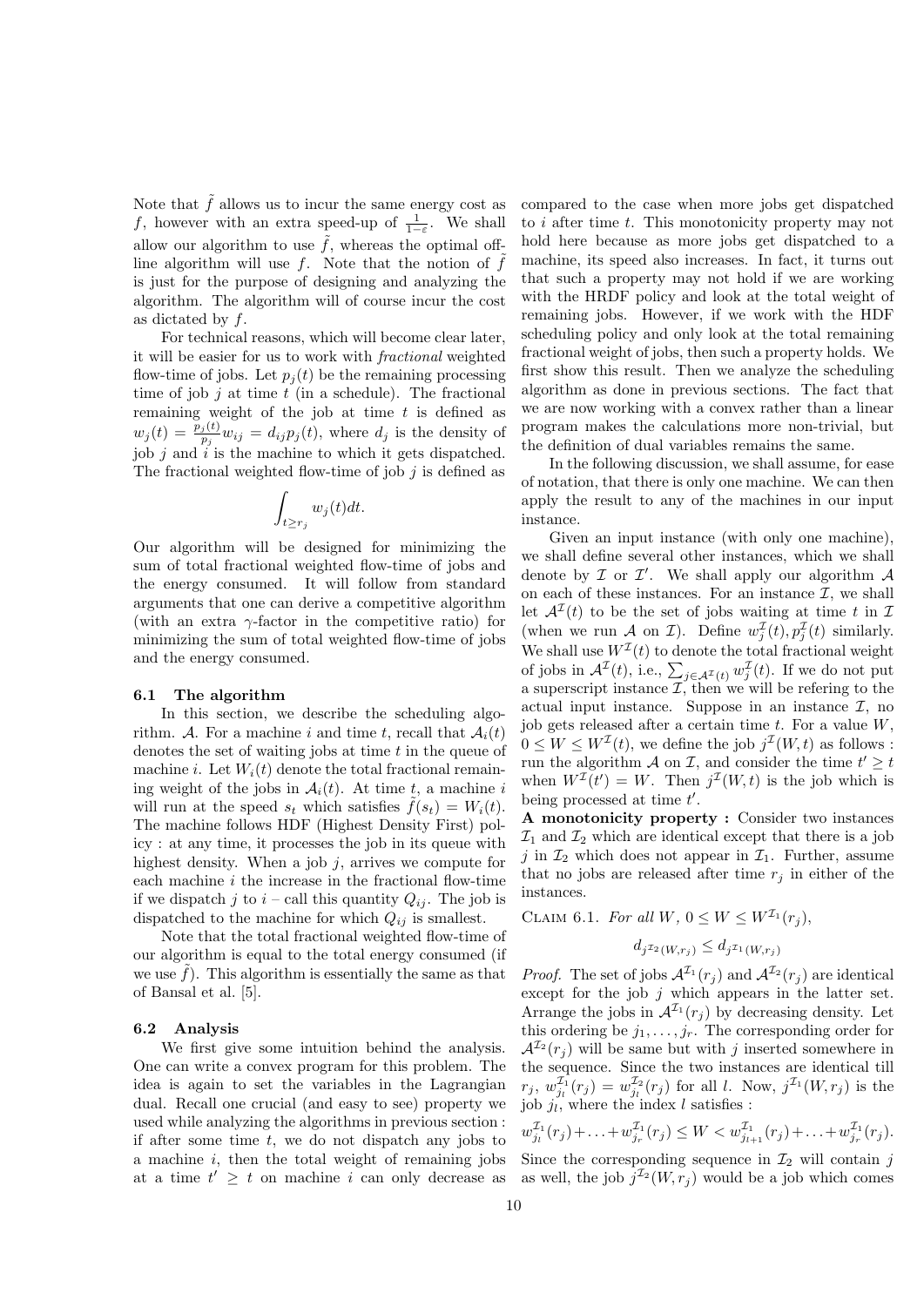Note that $\tilde{f}$ allows us to incur the same energy cost as $f$, however with an extra speed-up of $\frac{1}{1-\varepsilon}$. We shall allow our algorithm to use $\tilde{f}$, whereas the optimal offline algorithm will use $f$. Note that the notion of $\tilde{f}$ is just for the purpose of designing and analyzing the algorithm. The algorithm will of course incur the cost as dictated by $f$.

For technical reasons, which will become clear later, it will be easier for us to work with *fractional* weighted flow-time of jobs. Let $p_j(t)$ be the remaining processing time of job $j$ at time $t$ (in a schedule). The fractional remaining weight of the job at time $t$ is defined as $w_j(t) = \frac{p_j(t)}{p_j} w_{ij} = d_{ij} p_j(t)$, where $d_j$ is the density of job $j$ and $i$ is the machine to which it gets dispatched. The fractional weighted flow-time of job $j$ is defined as

$$\int_{t \geq r_j} w_j(t) dt.$$

Our algorithm will be designed for minimizing the sum of total fractional weighted flow-time of jobs and the energy consumed. It will follow from standard arguments that one can derive a competitive algorithm (with an extra $\gamma$-factor in the competitive ratio) for minimizing the sum of total weighted flow-time of jobs and the energy consumed.

### 6.1 The algorithm

In this section, we describe the scheduling algorithm. $\mathcal{A}$. For a machine $i$ and time $t$, recall that $\mathcal{A}_i(t)$ denotes the set of waiting jobs at time $t$ in the queue of machine $i$. Let $W_i(t)$ denote the total fractional remaining weight of the jobs in $\mathcal{A}_i(t)$. At time $t$, a machine $i$ will run at the speed $s_t$ which satisfies $\tilde{f}(s_t) = W_i(t)$. The machine follows HDF (Highest Density First) policy : at any time, it processes the job in its queue with highest density. When a job $j$, arrives we compute for each machine $i$ the increase in the fractional flow-time if we dispatch $j$ to $i$ – call this quantity $Q_{ij}$. The job is dispatched to the machine for which $Q_{ij}$ is smallest.

Note that the total fractional weighted flow-time of our algorithm is equal to the total energy consumed (if we use $\tilde{f}$). This algorithm is essentially the same as that of Bansal et al. [5].

### 6.2 Analysis

We first give some intuition behind the analysis. One can write a convex program for this problem. The idea is again to set the variables in the Lagrangian dual. Recall one crucial (and easy to see) property we used while analyzing the algorithms in previous section : if after some time $t$, we do not dispatch any jobs to a machine $i$, then the total weight of remaining jobs at a time $t' \geq t$ on machine $i$ can only decrease as compared to the case when more jobs get dispatched to $i$ after time $t$. This monotonicity property may not hold here because as more jobs get dispatched to a machine, its speed also increases. In fact, it turns out that such a property may not hold if we are working with the HRDF policy and look at the total weight of remaining jobs. However, if we work with the HDF scheduling policy and only look at the total remaining fractional weight of jobs, then such a property holds. We first show this result. Then we analyze the scheduling algorithm as done in previous sections. The fact that we are now working with a convex rather than a linear program makes the calculations more non-trivial, but the definition of dual variables remains the same.

In the following discussion, we shall assume, for ease of notation, that there is only one machine. We can then apply the result to any of the machines in our input instance.

Given an input instance (with only one machine), we shall define several other instances, which we shall denote by $\mathcal{I}$ or $\mathcal{I}'$. We shall apply our algorithm $\mathcal{A}$ on each of these instances. For an instance $\mathcal{I}$, we shall let $\mathcal{A}^{\mathcal{I}}(t)$ to be the set of jobs waiting at time $t$ in $\mathcal{I}$ (when we run $\mathcal{A}$ on $\mathcal{I}$). Define $w_j^{\mathcal{I}}(t), p_j^{\mathcal{I}}(t)$ similarly. We shall use $W^{\mathcal{I}}(t)$ to denote the total fractional weight of jobs in $\mathcal{A}^{\mathcal{I}}(t)$, i.e., $\sum_{j \in \mathcal{A}^{\mathcal{I}}(t)} w_j^{\mathcal{I}}(t)$. If we do not put a superscript instance $\mathcal{I}$, then we will be refering to the actual input instance. Suppose in an instance $\mathcal{I}$, no job gets released after a certain time $t$. For a value $W$, $0 \leq W \leq W^{\mathcal{I}}(t)$, we define the job $j^{\mathcal{I}}(W,t)$ as follows : run the algorithm $\mathcal{A}$ on $\mathcal{I}$, and consider the time $t' \geq t$ when $W^{\mathcal{I}}(t') = W$. Then $j^{\mathcal{I}}(W,t)$ is the job which is being processed at time $t'$.

**A monotonicity property :** Consider two instances $\mathcal{I}_1$ and $\mathcal{I}_2$ which are identical except that there is a job $j$ in $\mathcal{I}_2$ which does not appear in $\mathcal{I}_1$. Further, assume that no jobs are released after time $r_j$ in either of the instances.

Claim 6.1. *For all $W$, $0 \leq W \leq W^{\mathcal{I}_1}(r_j)$,*

$$d_{j^{\mathcal{I}_2}(W,r_j)} \leq d_{j^{\mathcal{I}_1}(W,r_j)}$$

*Proof.* The set of jobs $\mathcal{A}^{\mathcal{I}_1}(r_j)$ and $\mathcal{A}^{\mathcal{I}_2}(r_j)$ are identical except for the job $j$ which appears in the latter set. Arrange the jobs in $\mathcal{A}^{\mathcal{I}_1}(r_j)$ by decreasing density. Let this ordering be $j_1, \ldots, j_r$. The corresponding order for $\mathcal{A}^{\mathcal{I}_2}(r_j)$ will be same but with $j$ inserted somewhere in the sequence. Since the two instances are identical till $r_j$, $w_{j_l}^{\mathcal{I}_1}(r_j) = w_{j_l}^{\mathcal{I}_2}(r_j)$ for all $l$. Now, $j^{\mathcal{I}_1}(W, r_j)$ is the job $j_l$, where the index $l$ satisfies :

$$w_{j_l}^{\mathcal{I}_1}(r_j) + \ldots + w_{j_r}^{\mathcal{I}_1}(r_j) \leq W < w_{j_{l+1}}^{\mathcal{I}_1}(r_j) + \ldots + w_{j_r}^{\mathcal{I}_1}(r_j).$$

Since the corresponding sequence in $\mathcal{I}_2$ will contain $j$ as well, the job $j^{\mathcal{I}_2}(W, r_j)$ would be a job which comes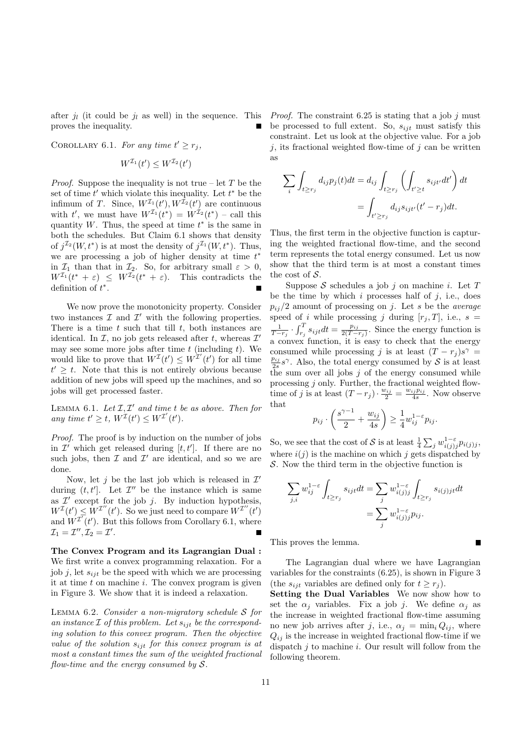after $j_l$ (it could be $j_l$ as well) in the sequence. This proves the inequality. ∎

COROLLARY 6.1. *For any time $t' \geq r_j$,*

$$W^{\mathcal{I}_1}(t') \leq W^{\mathcal{I}_2}(t')$$

*Proof.* Suppose the inequality is not true – let $T$ be the set of time $t'$ which violate this inequality. Let $t^*$ be the infimum of $T$. Since, $W^{\mathcal{I}_1}(t'), W^{\mathcal{I}_2}(t')$ are continuous with $t'$, we must have $W^{\mathcal{I}_1}(t^*) = W^{\mathcal{I}_2}(t^*)$ – call this quantity $W$. Thus, the speed at time $t^*$ is the same in both the schedules. But Claim 6.1 shows that density of $j^{\mathcal{I}_2}(W, t^*)$ is at most the density of $j^{\mathcal{I}_1}(W, t^*)$. Thus, we are processing a job of higher density at time $t^*$ in $\mathcal{I}_1$ than that in $\mathcal{I}_2$. So, for arbitrary small $\varepsilon > 0$, $W^{\mathcal{I}_1}(t^* + \varepsilon) \leq W^{\mathcal{I}_2}(t^* + \varepsilon)$. This contradicts the definition of $t^*$. ∎

We now prove the monotonicity property. Consider two instances $\mathcal{I}$ and $\mathcal{I}'$ with the following properties. There is a time $t$ such that till $t$, both instances are identical. In $\mathcal{I}$, no job gets released after $t$, whereas $\mathcal{I}'$ may see some more jobs after time $t$ (including $t$). We would like to prove that $W^{\mathcal{I}}(t') \leq W^{\mathcal{I}'}(t')$ for all time $t' \geq t$. Note that this is not entirely obvious because addition of new jobs will speed up the machines, and so jobs will get processed faster.

LEMMA 6.1. *Let $\mathcal{I}, \mathcal{I}'$ and time $t$ be as above. Then for any time $t' \geq t$, $W^{\mathcal{I}}(t') \leq W^{\mathcal{I}'}(t')$.*

*Proof.* The proof is by induction on the number of jobs in $\mathcal{I}'$ which get released during $[t, t']$. If there are no such jobs, then $\mathcal{I}$ and $\mathcal{I}'$ are identical, and so we are done.

Now, let $j$ be the last job which is released in $\mathcal{I}'$ during $(t, t']$. Let $\mathcal{I}''$ be the instance which is same as $\mathcal{I}'$ except for the job $j$. By induction hypothesis, $W^{\mathcal{I}}(t') \leq W^{\mathcal{I}''}(t')$. So we just need to compare $W^{\mathcal{I}''}(t')$ and $W^{\mathcal{I}'}(t')$. But this follows from Corollary 6.1, where $\mathcal{I}_1 = \mathcal{I}'', \mathcal{I}_2 = \mathcal{I}'$. ∎

**The Convex Program and its Lagrangian Dual :** We first write a convex programming relaxation. For a job $j$, let $s_{ijt}$ be the speed with which we are processing it at time $t$ on machine $i$. The convex program is given in Figure 3. We show that it is indeed a relaxation.

LEMMA 6.2. *Consider a non-migratory schedule $\mathcal{S}$ for an instance $\mathcal{I}$ of this problem. Let $s_{ijt}$ be the corresponding solution to this convex program. Then the objective value of the solution $s_{ijt}$ for this convex program is at most a constant times the sum of the weighted fractional flow-time and the energy consumed by $\mathcal{S}$.*

*Proof.* The constraint 6.25 is stating that a job $j$ must be processed to full extent. So, $s_{ijt}$ must satisfy this constraint. Let us look at the objective value. For a job $j$, its fractional weighted flow-time of $j$ can be written as

$$\sum_i \int_{t \geq r_j} d_{ij} p_j(t) dt = d_{ij} \int_{t \geq r_j} \left( \int_{t' \geq t} s_{ijt'} dt' \right) dt = \int_{t' \geq r_j} d_{ij} s_{ijt'} (t' - r_j) dt.$$

Thus, the first term in the objective function is capturing the weighted fractional flow-time, and the second term represents the total energy consumed. Let us now show that the third term is at most a constant times the cost of $\mathcal{S}$.

Suppose $\mathcal{S}$ schedules a job $j$ on machine $i$. Let $T$ be the time by which $i$ processes half of $j$, i.e., does $p_{ij}/2$ amount of processing on $j$. Let $s$ be the *average* speed of $i$ while processing $j$ during $[r_j, T]$, i.e., $s = \frac{1}{T - r_j} \cdot \int_{r_j}^{T} s_{ijt} dt = \frac{p_{ij}}{2(T - r_j)}$. Since the energy function is a convex function, it is easy to check that the energy consumed while processing $j$ is at least $(T - r_j)s^\gamma = \frac{p_{ij}}{2s} s^\gamma$. Also, the total energy consumed by $\mathcal{S}$ is at least the sum over all jobs $j$ of the energy consumed while processing $j$ only. Further, the fractional weighted flow-time of $j$ is at least $(T - r_j) \cdot \frac{w_{ij}}{2} = \frac{w_{ij} p_{ij}}{4s}$. Now observe that

$$p_{ij} \cdot \left( \frac{s^{\gamma - 1}}{2} + \frac{w_{ij}}{4s} \right) \geq \frac{1}{4} w_{ij}^{1-\varepsilon} p_{ij}.$$

So, we see that the cost of $\mathcal{S}$ is at least $\frac{1}{4} \sum_j w_{i(j)j}^{1-\varepsilon} p_{i(j)j}$, where $i(j)$ is the machine on which $j$ gets dispatched by $\mathcal{S}$. Now the third term in the objective function is

$$\sum_{j,i} w_{ij}^{1-\varepsilon} \int_{t \geq r_j} s_{ijt} dt = \sum_j w_{i(j)j}^{1-\varepsilon} \int_{t \geq r_j} s_{i(j)jt} dt = \sum_j w_{i(j)j}^{1-\varepsilon} p_{i(j)j}.$$

This proves the lemma. ∎

The Lagrangian dual where we have Lagrangian variables for the constraints (6.25), is shown in Figure 3 (the $s_{ijt}$ variables are defined only for $t \geq r_j$).

**Setting the Dual Variables** We now show how to set the $\alpha_j$ variables. Fix a job $j$. We define $\alpha_j$ as the increase in weighted fractional flow-time assuming no new job arrives after $j$, i.e., $\alpha_j = \min_i Q_{ij}$, where $Q_{ij}$ is the increase in weighted fractional flow-time if we dispatch $j$ to machine $i$. Our result will follow from the following theorem.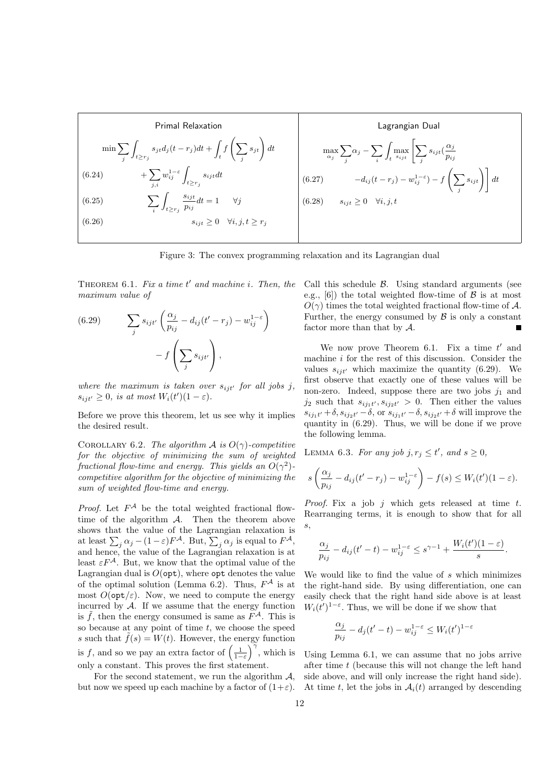**Primal Relaxation**

$$\min \sum_j \int_{t \geq r_j} s_{jt} d_j (t - r_j) dt + \int_t f\left(\sum_j s_{jt}\right) dt$$

$$(6.24) \qquad + \sum_{j,i} w_{ij}^{1-\varepsilon} \int_{t \geq r_j} s_{ijt} dt$$

$$(6.25) \qquad \sum_i \int_{t \geq r_j} \frac{s_{ijt}}{p_{ij}} dt = 1 \quad \forall j$$

$$(6.26) \qquad s_{ijt} \geq 0 \quad \forall i, j, t \geq r_j$$

**Lagrangian Dual**

$$\max_{\alpha_j} \sum_j \alpha_j - \sum_i \int_t \max_{s_{ijt}} \left[ \sum_j s_{ijt} \left(\frac{\alpha_j}{p_{ij}} \right.\right.$$

$$(6.27) \qquad \left.\left. - d_{ij}(t - r_j) - w_{ij}^{1-\varepsilon}\right) - f\left(\sum_j s_{ijt}\right)\right] dt$$

$$(6.28) \qquad s_{ijt} \geq 0 \quad \forall i, j, t$$

Figure 3: The convex programming relaxation and its Lagrangian dual

THEOREM 6.1. *Fix a time $t'$ and machine $i$. Then, the maximum value of*

$$(6.29) \qquad \sum_j s_{ijt'} \left( \frac{\alpha_j}{p_{ij}} - d_{ij}(t' - r_j) - w_{ij}^{1-\varepsilon} \right) - f\left(\sum_j s_{ijt'}\right),$$

*where the maximum is taken over $s_{ijt'}$ for all jobs $j$, $s_{ijt'} \geq 0$, is at most $W_i(t')(1 - \varepsilon)$.*

Before we prove this theorem, let us see why it implies the desired result.

COROLLARY 6.2. *The algorithm $\mathcal{A}$ is $O(\gamma)$-competitive for the objective of minimizing the sum of weighted fractional flow-time and energy. This yields an $O(\gamma^2)$-competitive algorithm for the objective of minimizing the sum of weighted flow-time and energy.*

*Proof.* Let $F^{\mathcal{A}}$ be the total weighted fractional flow-time of the algorithm $\mathcal{A}$. Then the theorem above shows that the value of the Lagrangian relaxation is at least $\sum_j \alpha_j - (1-\varepsilon)F^{\mathcal{A}}$. But, $\sum_j \alpha_j$ is equal to $F^{\mathcal{A}}$, and hence, the value of the Lagrangian relaxation is at least $\varepsilon F^{\mathcal{A}}$. But, we know that the optimal value of the Lagrangian dual is $O(\texttt{opt})$, where $\texttt{opt}$ denotes the value of the optimal solution (Lemma 6.2). Thus, $F^{\mathcal{A}}$ is at most $O(\texttt{opt}/\varepsilon)$. Now, we need to compute the energy incurred by $\mathcal{A}$. If we assume that the energy function is $\tilde{f}$, then the energy consumed is same as $F^{\mathcal{A}}$. This is so because at any point of time $t$, we choose the speed $s$ such that $\tilde{f}(s) = W(t)$. However, the energy function is $f$, and so we pay an extra factor of $\left(\frac{1}{1-\varepsilon}\right)^{\gamma}$, which is only a constant. This proves the first statement.

For the second statement, we run the algorithm $\mathcal{A}$, but now we speed up each machine by a factor of $(1+\varepsilon)$. Call this schedule $\mathcal{B}$. Using standard arguments (see e.g., [6]) the total weighted flow-time of $\mathcal{B}$ is at most $O(\gamma)$ times the total weighted fractional flow-time of $\mathcal{A}$. Further, the energy consumed by $\mathcal{B}$ is only a constant factor more than that by $\mathcal{A}$. ■

We now prove Theorem 6.1. Fix a time $t'$ and machine $i$ for the rest of this discussion. Consider the values $s_{ijt'}$ which maximize the quantity (6.29). We first observe that exactly one of these values will be non-zero. Indeed, suppose there are two jobs $j_1$ and $j_2$ such that $s_{ij_1t'}, s_{ij_2t'} > 0$. Then either the values $s_{ij_1t'} + \delta, s_{ij_2t'} - \delta$, or $s_{ij_1t'} - \delta, s_{ij_2t'} + \delta$ will improve the quantity in (6.29). Thus, we will be done if we prove the following lemma.

LEMMA 6.3. *For any job $j, r_j \leq t'$, and $s \geq 0$,*

$$s\left(\frac{\alpha_j}{p_{ij}} - d_{ij}(t' - r_j) - w_{ij}^{1-\varepsilon}\right) - f(s) \leq W_i(t')(1 - \varepsilon).$$

*Proof.* Fix a job $j$ which gets released at time $t$. Rearranging terms, it is enough to show that for all $s$,

$$\frac{\alpha_j}{p_{ij}} - d_{ij}(t' - t) - w_{ij}^{1-\varepsilon} \leq s^{\gamma - 1} + \frac{W_i(t')(1-\varepsilon)}{s}.$$

We would like to find the value of $s$ which minimizes the right-hand side. By using differentiation, one can easily check that the right hand side above is at least $W_i(t')^{1-\varepsilon}$. Thus, we will be done if we show that

$$\frac{\alpha_j}{p_{ij}} - d_j(t' - t) - w_{ij}^{1-\varepsilon} \leq W_i(t')^{1-\varepsilon}$$

Using Lemma 6.1, we can assume that no jobs arrive after time $t$ (because this will not change the left hand side above, and will only increase the right hand side). At time $t$, let the jobs in $\mathcal{A}_i(t)$ arranged by descending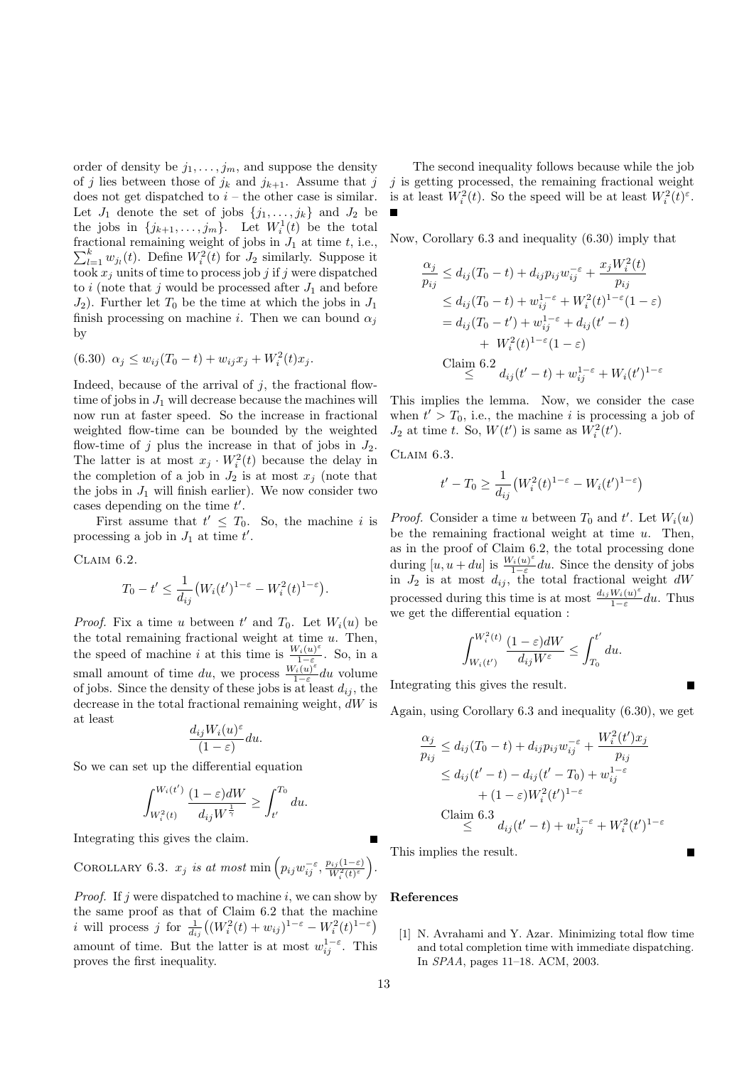order of density be $j_1, \ldots, j_m$, and suppose the density of $j$ lies between those of $j_k$ and $j_{k+1}$. Assume that $j$ does not get dispatched to $i$ – the other case is similar. Let $J_1$ denote the set of jobs $\{j_1, \ldots, j_k\}$ and $J_2$ be the jobs in $\{j_{k+1}, \ldots, j_m\}$. Let $W_i^1(t)$ be the total fractional remaining weight of jobs in $J_1$ at time $t$, i.e., $\sum_{l=1}^{k} w_{j_l}(t)$. Define $W_i^2(t)$ for $J_2$ similarly. Suppose it took $x_j$ units of time to process job $j$ if $j$ were dispatched to $i$ (note that $j$ would be processed after $J_1$ and before $J_2$). Further let $T_0$ be the time at which the jobs in $J_1$ finish processing on machine $i$. Then we can bound $\alpha_j$ by

$$(6.30) \quad \alpha_j \leq w_{ij}(T_0 - t) + w_{ij}x_j + W_i^2(t)x_j.$$

Indeed, because of the arrival of $j$, the fractional flow-time of jobs in $J_1$ will decrease because the machines will now run at faster speed. So the increase in fractional weighted flow-time can be bounded by the weighted flow-time of $j$ plus the increase in that of jobs in $J_2$. The latter is at most $x_j \cdot W_i^2(t)$ because the delay in the completion of a job in $J_2$ is at most $x_j$ (note that the jobs in $J_1$ will finish earlier). We now consider two cases depending on the time $t'$.

First assume that $t' \leq T_0$. So, the machine $i$ is processing a job in $J_1$ at time $t'$.

Claim 6.2.

$$T_0 - t' \leq \frac{1}{d_{ij}}\big(W_i(t')^{1-\varepsilon} - W_i^2(t)^{1-\varepsilon}\big).$$

*Proof.* Fix a time $u$ between $t'$ and $T_0$. Let $W_i(u)$ be the total remaining fractional weight at time $u$. Then, the speed of machine $i$ at this time is $\frac{W_i(u)^\varepsilon}{1-\varepsilon}$. So, in a small amount of time $du$, we process $\frac{W_i(u)^\varepsilon}{1-\varepsilon}du$ volume of jobs. Since the density of these jobs is at least $d_{ij}$, the decrease in the total fractional remaining weight, $dW$ is at least

$$\frac{d_{ij}W_i(u)^\varepsilon}{(1-\varepsilon)}du.$$

So we can set up the differential equation

$$\int_{W_i^2(t)}^{W_i(t')} \frac{(1-\varepsilon)dW}{d_{ij}W^{\frac{1}{\gamma}}} \geq \int_{t'}^{T_0} du.$$

Integrating this gives the claim. ■

Corollary 6.3. *$x_j$ is at most* $\min\left(p_{ij}w_{ij}^{-\varepsilon}, \frac{p_{ij}(1-\varepsilon)}{W_i^2(t)^\varepsilon}\right)$.

*Proof.* If $j$ were dispatched to machine $i$, we can show by the same proof as that of Claim 6.2 that the machine $i$ will process $j$ for $\frac{1}{d_{ij}}\big((W_i^2(t) + w_{ij})^{1-\varepsilon} - W_i^2(t)^{1-\varepsilon}\big)$ amount of time. But the latter is at most $w_{ij}^{1-\varepsilon}$. This proves the first inequality.

The second inequality follows because while the job $j$ is getting processed, the remaining fractional weight is at least $W_i^2(t)$. So the speed will be at least $W_i^2(t)^\varepsilon$. ■

Now, Corollary 6.3 and inequality (6.30) imply that

$$\begin{aligned}
\frac{\alpha_j}{p_{ij}} &\leq d_{ij}(T_0 - t) + d_{ij}p_{ij}w_{ij}^{-\varepsilon} + \frac{x_jW_i^2(t)}{p_{ij}} \\
&\leq d_{ij}(T_0 - t) + w_{ij}^{1-\varepsilon} + W_i^2(t)^{1-\varepsilon}(1-\varepsilon) \\
&= d_{ij}(T_0 - t') + w_{ij}^{1-\varepsilon} + d_{ij}(t' - t) \\
&\quad + W_i^2(t)^{1-\varepsilon}(1-\varepsilon) \\
&\overset{\text{Claim 6.2}}{\leq} d_{ij}(t' - t) + w_{ij}^{1-\varepsilon} + W_i(t')^{1-\varepsilon}
\end{aligned}$$

This implies the lemma. Now, we consider the case when $t' > T_0$, i.e., the machine $i$ is processing a job of $J_2$ at time $t$. So, $W(t')$ is same as $W_i^2(t')$.

Claim 6.3.

$$t' - T_0 \geq \frac{1}{d_{ij}}\big(W_i^2(t)^{1-\varepsilon} - W_i(t')^{1-\varepsilon}\big)$$

*Proof.* Consider a time $u$ between $T_0$ and $t'$. Let $W_i(u)$ be the remaining fractional weight at time $u$. Then, as in the proof of Claim 6.2, the total processing done during $[u, u + du]$ is $\frac{W_i(u)^\varepsilon}{1-\varepsilon}du$. Since the density of jobs in $J_2$ is at most $d_{ij}$, the total fractional weight $dW$ processed during this time is at most $\frac{d_{ij}W_i(u)^\varepsilon}{1-\varepsilon}du$. Thus we get the differential equation :

$$\int_{W_i(t')}^{W_i^2(t)} \frac{(1-\varepsilon)dW}{d_{ij}W^\varepsilon} \leq \int_{T_0}^{t'} du.$$

Integrating this gives the result. ■

Again, using Corollary 6.3 and inequality (6.30), we get

$$\begin{aligned}
\frac{\alpha_j}{p_{ij}} &\leq d_{ij}(T_0 - t) + d_{ij}p_{ij}w_{ij}^{-\varepsilon} + \frac{W_i^2(t')x_j}{p_{ij}} \\
&\leq d_{ij}(t' - t) - d_{ij}(t' - T_0) + w_{ij}^{1-\varepsilon} \\
&\quad + (1-\varepsilon)W_i^2(t')^{1-\varepsilon} \\
&\overset{\text{Claim 6.3}}{\leq} d_{ij}(t' - t) + w_{ij}^{1-\varepsilon} + W_i^2(t')^{1-\varepsilon}
\end{aligned}$$

This implies the result. ■

## References

[1] N. Avrahami and Y. Azar. Minimizing total flow time and total completion time with immediate dispatching. In *SPAA*, pages 11–18. ACM, 2003.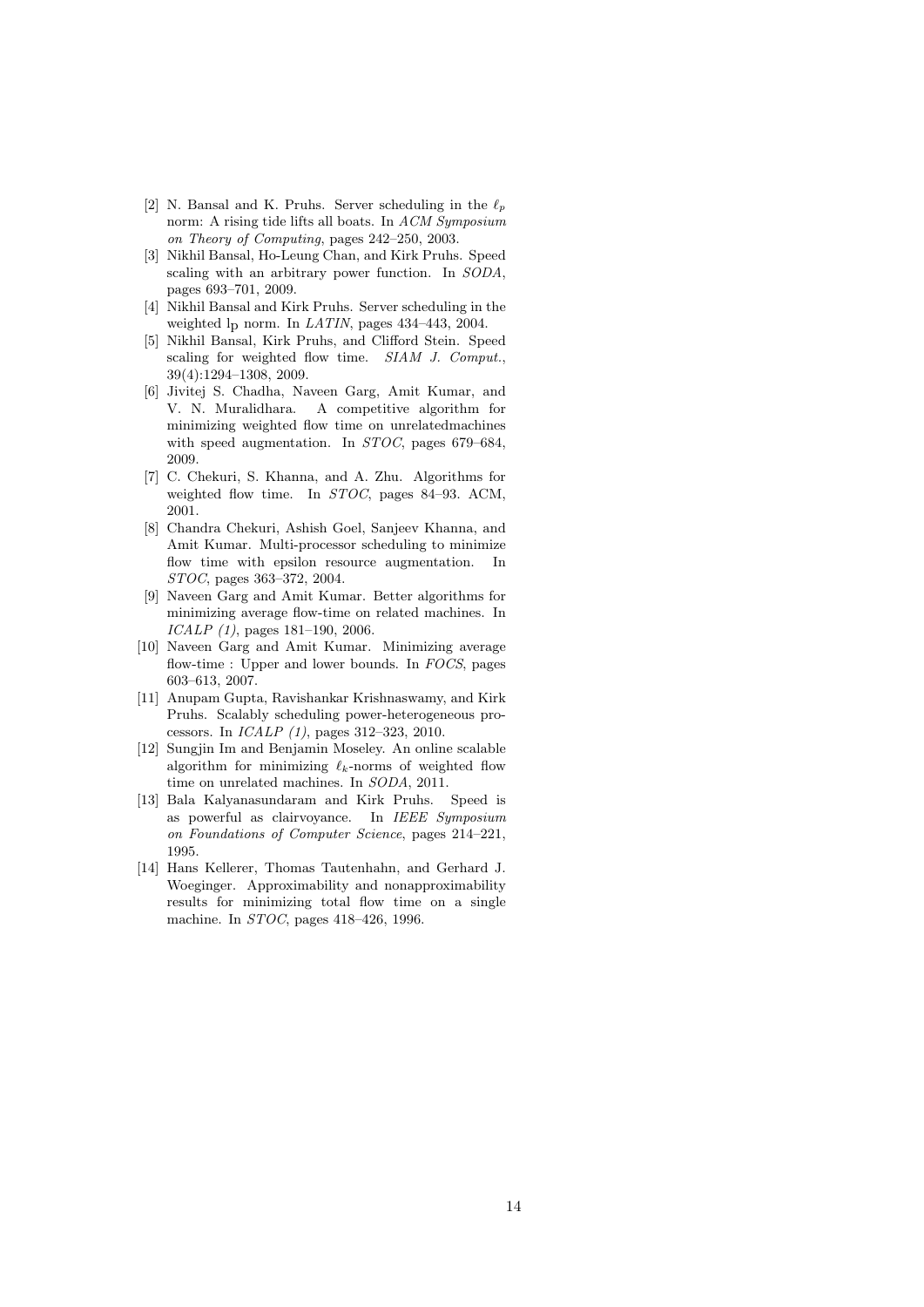[2] N. Bansal and K. Pruhs. Server scheduling in the $\ell_p$ norm: A rising tide lifts all boats. In *ACM Symposium on Theory of Computing*, pages 242–250, 2003.

[3] Nikhil Bansal, Ho-Leung Chan, and Kirk Pruhs. Speed scaling with an arbitrary power function. In *SODA*, pages 693–701, 2009.

[4] Nikhil Bansal and Kirk Pruhs. Server scheduling in the weighted $l_p$ norm. In *LATIN*, pages 434–443, 2004.

[5] Nikhil Bansal, Kirk Pruhs, and Clifford Stein. Speed scaling for weighted flow time. *SIAM J. Comput.*, 39(4):1294–1308, 2009.

[6] Jivitej S. Chadha, Naveen Garg, Amit Kumar, and V. N. Muralidhara. A competitive algorithm for minimizing weighted flow time on unrelatedmachines with speed augmentation. In *STOC*, pages 679–684, 2009.

[7] C. Chekuri, S. Khanna, and A. Zhu. Algorithms for weighted flow time. In *STOC*, pages 84–93. ACM, 2001.

[8] Chandra Chekuri, Ashish Goel, Sanjeev Khanna, and Amit Kumar. Multi-processor scheduling to minimize flow time with epsilon resource augmentation. In *STOC*, pages 363–372, 2004.

[9] Naveen Garg and Amit Kumar. Better algorithms for minimizing average flow-time on related machines. In *ICALP (1)*, pages 181–190, 2006.

[10] Naveen Garg and Amit Kumar. Minimizing average flow-time : Upper and lower bounds. In *FOCS*, pages 603–613, 2007.

[11] Anupam Gupta, Ravishankar Krishnaswamy, and Kirk Pruhs. Scalably scheduling power-heterogeneous processors. In *ICALP (1)*, pages 312–323, 2010.

[12] Sungjin Im and Benjamin Moseley. An online scalable algorithm for minimizing $\ell_k$-norms of weighted flow time on unrelated machines. In *SODA*, 2011.

[13] Bala Kalyanasundaram and Kirk Pruhs. Speed is as powerful as clairvoyance. In *IEEE Symposium on Foundations of Computer Science*, pages 214–221, 1995.

[14] Hans Kellerer, Thomas Tautenhahn, and Gerhard J. Woeginger. Approximability and nonapproximability results for minimizing total flow time on a single machine. In *STOC*, pages 418–426, 1996.